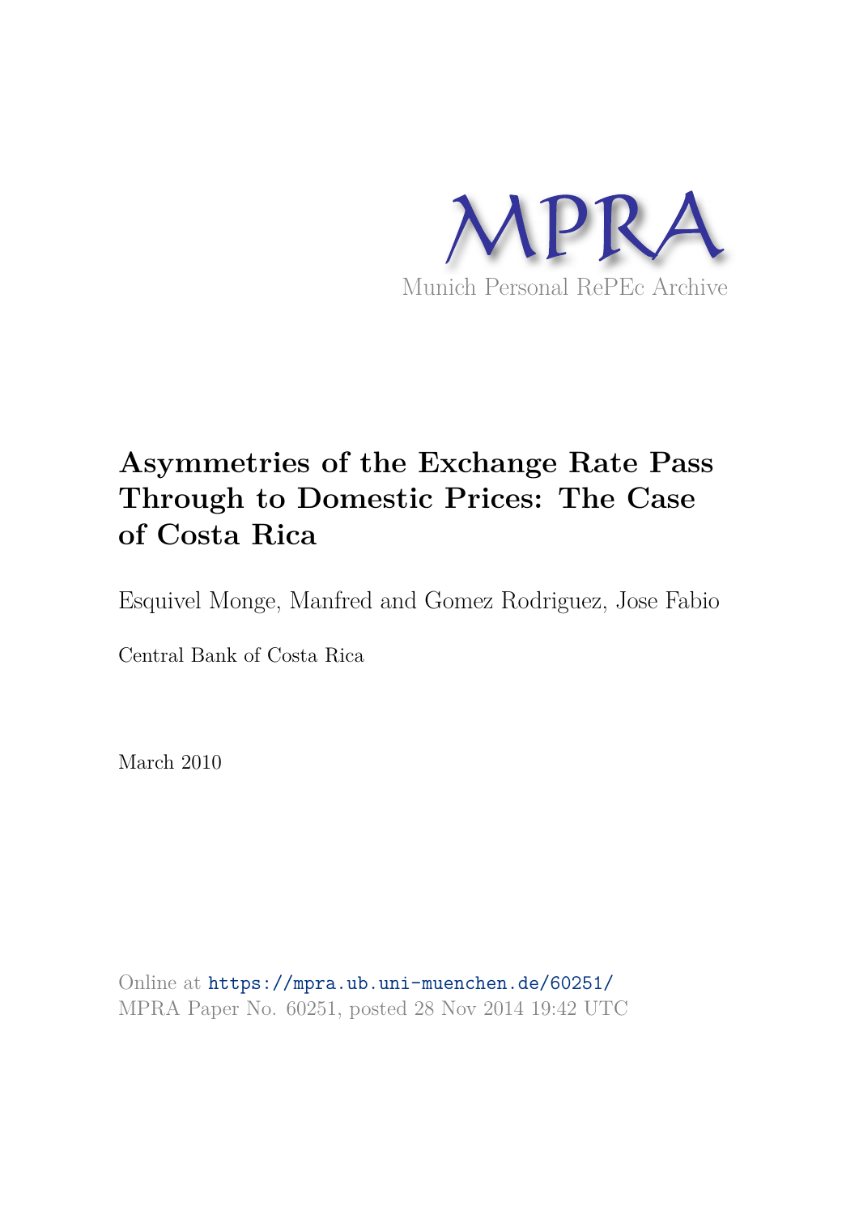MPRA

Munich Personal RePEc Archive

# Asymmetries of the Exchange Rate Pass Through to Domestic Prices: The Case of Costa Rica

Esquivel Monge, Manfred and Gomez Rodriguez, Jose Fabio

Central Bank of Costa Rica

March 2010

Online at https://mpra.ub.uni-muenchen.de/60251/
MPRA Paper No. 60251, posted 28 Nov 2014 19:42 UTC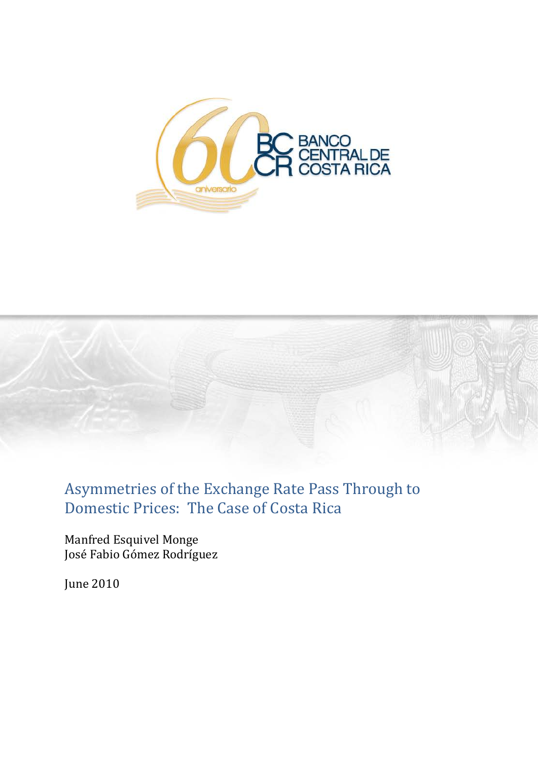BANCO CENTRAL DE COSTA RICA

# Asymmetries of the Exchange Rate Pass Through to Domestic Prices: The Case of Costa Rica

Manfred Esquivel Monge
José Fabio Gómez Rodríguez

June 2010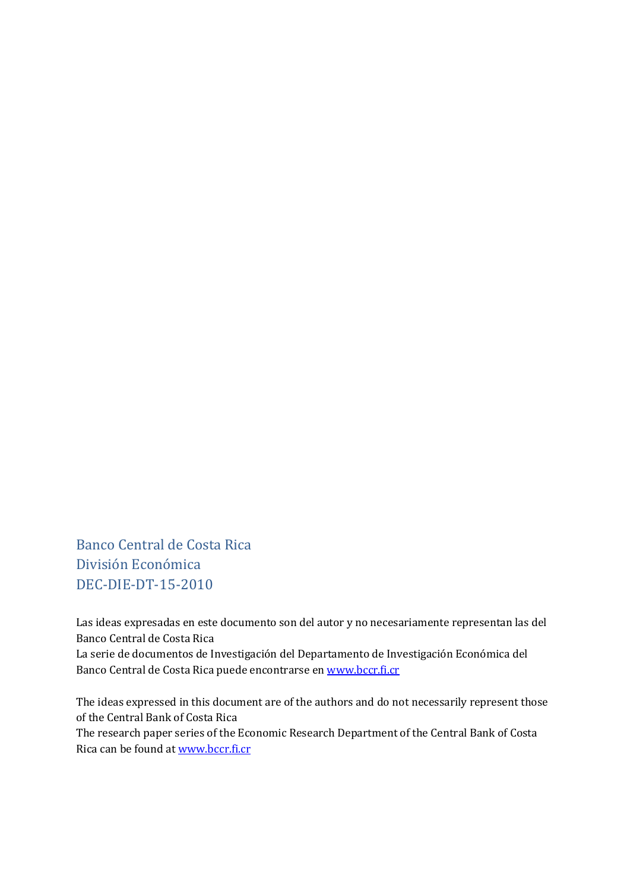Banco Central de Costa Rica
División Económica
DEC-DIE-DT-15-2010

Las ideas expresadas en este documento son del autor y no necesariamente representan las del Banco Central de Costa Rica
La serie de documentos de Investigación del Departamento de Investigación Económica del Banco Central de Costa Rica puede encontrarse en www.bccr.fi.cr

The ideas expressed in this document are of the authors and do not necessarily represent those of the Central Bank of Costa Rica
The research paper series of the Economic Research Department of the Central Bank of Costa Rica can be found at www.bccr.fi.cr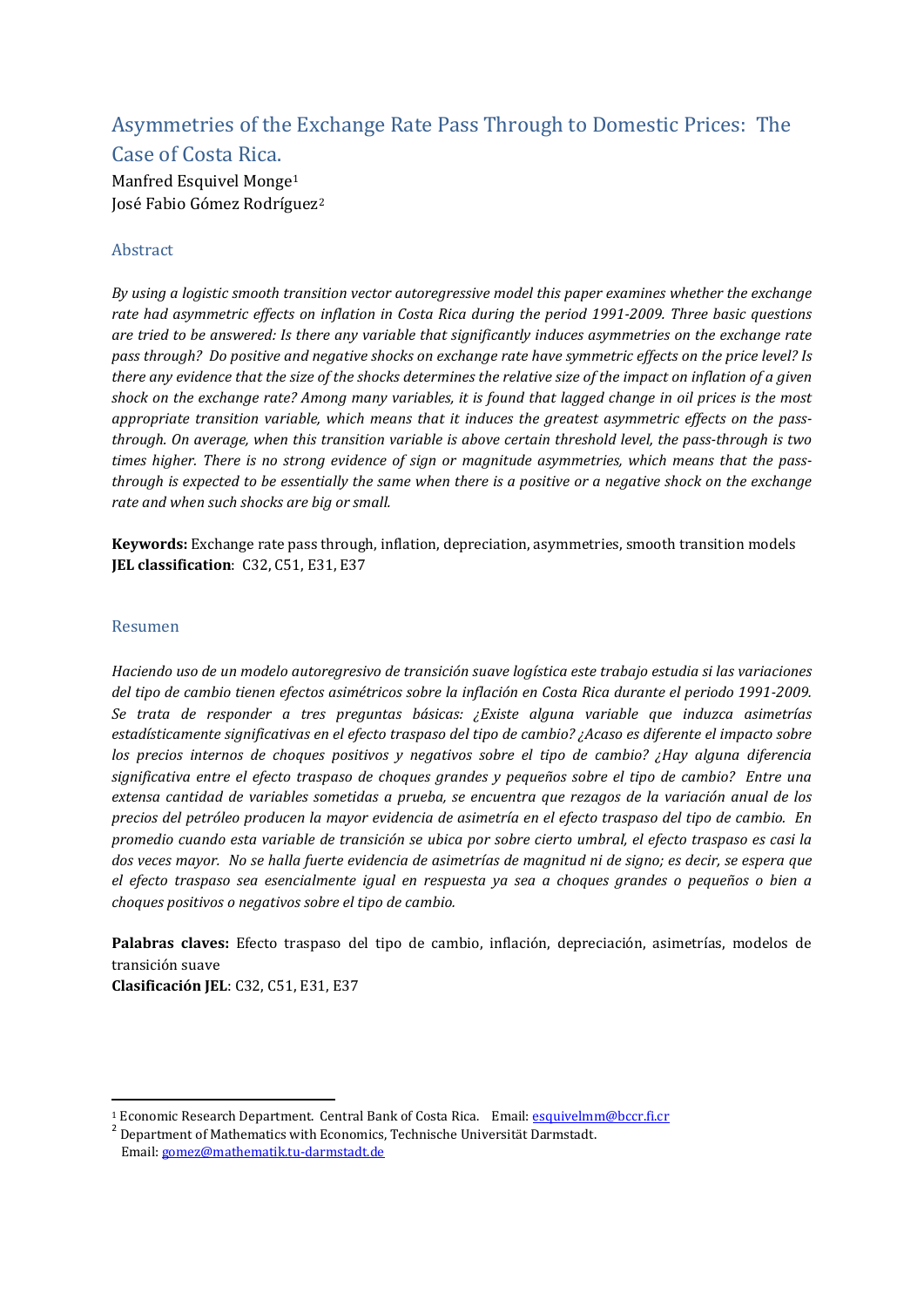# Asymmetries of the Exchange Rate Pass Through to Domestic Prices: The Case of Costa Rica.

Manfred Esquivel Monge[1]
José Fabio Gómez Rodríguez[2]

## Abstract

*By using a logistic smooth transition vector autoregressive model this paper examines whether the exchange rate had asymmetric effects on inflation in Costa Rica during the period 1991-2009. Three basic questions are tried to be answered: Is there any variable that significantly induces asymmetries on the exchange rate pass through? Do positive and negative shocks on exchange rate have symmetric effects on the price level? Is there any evidence that the size of the shocks determines the relative size of the impact on inflation of a given shock on the exchange rate? Among many variables, it is found that lagged change in oil prices is the most appropriate transition variable, which means that it induces the greatest asymmetric effects on the pass-through. On average, when this transition variable is above certain threshold level, the pass-through is two times higher. There is no strong evidence of sign or magnitude asymmetries, which means that the pass-through is expected to be essentially the same when there is a positive or a negative shock on the exchange rate and when such shocks are big or small.*

**Keywords:** Exchange rate pass through, inflation, depreciation, asymmetries, smooth transition models
**JEL classification**: C32, C51, E31, E37

## Resumen

*Haciendo uso de un modelo autoregresivo de transición suave logística este trabajo estudia si las variaciones del tipo de cambio tienen efectos asimétricos sobre la inflación en Costa Rica durante el periodo 1991-2009. Se trata de responder a tres preguntas básicas: ¿Existe alguna variable que induzca asimetrías estadísticamente significativas en el efecto traspaso del tipo de cambio? ¿Acaso es diferente el impacto sobre los precios internos de choques positivos y negativos sobre el tipo de cambio? ¿Hay alguna diferencia significativa entre el efecto traspaso de choques grandes y pequeños sobre el tipo de cambio? Entre una extensa cantidad de variables sometidas a prueba, se encuentra que rezagos de la variación anual de los precios del petróleo producen la mayor evidencia de asimetría en el efecto traspaso del tipo de cambio. En promedio cuando esta variable de transición se ubica por sobre cierto umbral, el efecto traspaso es casi la dos veces mayor. No se halla fuerte evidencia de asimetrías de magnitud ni de signo; es decir, se espera que el efecto traspaso sea esencialmente igual en respuesta ya sea a choques grandes o pequeños o bien a choques positivos o negativos sobre el tipo de cambio.*

**Palabras claves:** Efecto traspaso del tipo de cambio, inflación, depreciación, asimetrías, modelos de transición suave
**Clasificación JEL**: C32, C51, E31, E37

---

[1] Economic Research Department. Central Bank of Costa Rica. Email: esquivelmm@bccr.fi.cr
[2] Department of Mathematics with Economics, Technische Universität Darmstadt. Email: gomez@mathematik.tu-darmstadt.de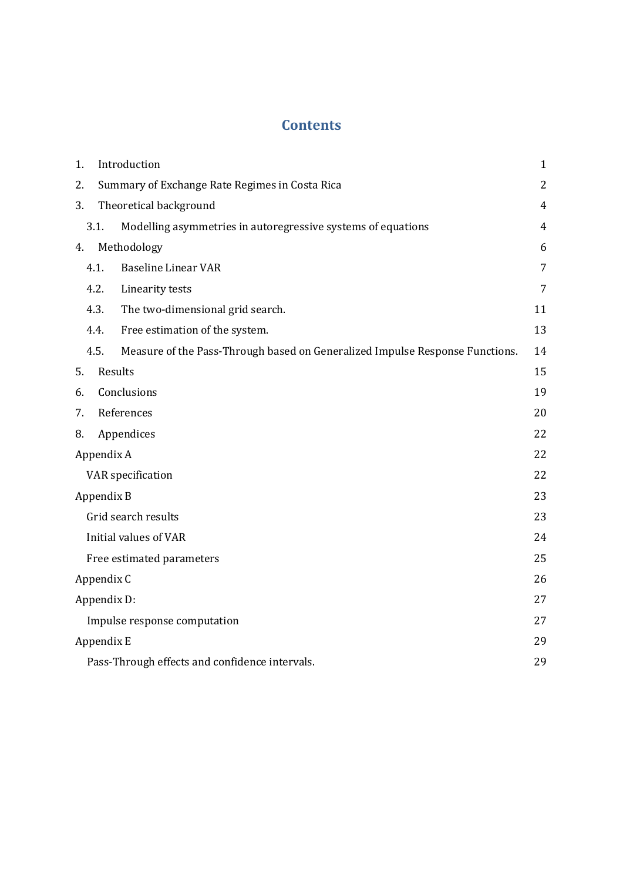# Contents

| | | |
|---|---|---|
| 1. | Introduction | 1 |
| 2. | Summary of Exchange Rate Regimes in Costa Rica | 2 |
| 3. | Theoretical background | 4 |
| 3.1. | Modelling asymmetries in autoregressive systems of equations | 4 |
| 4. | Methodology | 6 |
| 4.1. | Baseline Linear VAR | 7 |
| 4.2. | Linearity tests | 7 |
| 4.3. | The two-dimensional grid search. | 11 |
| 4.4. | Free estimation of the system. | 13 |
| 4.5. | Measure of the Pass-Through based on Generalized Impulse Response Functions. | 14 |
| 5. | Results | 15 |
| 6. | Conclusions | 19 |
| 7. | References | 20 |
| 8. | Appendices | 22 |
| Appendix A | | 22 |
| | VAR specification | 22 |
| Appendix B | | 23 |
| | Grid search results | 23 |
| | Initial values of VAR | 24 |
| | Free estimated parameters | 25 |
| Appendix C | | 26 |
| Appendix D: | | 27 |
| | Impulse response computation | 27 |
| Appendix E | | 29 |
| | Pass-Through effects and confidence intervals. | 29 |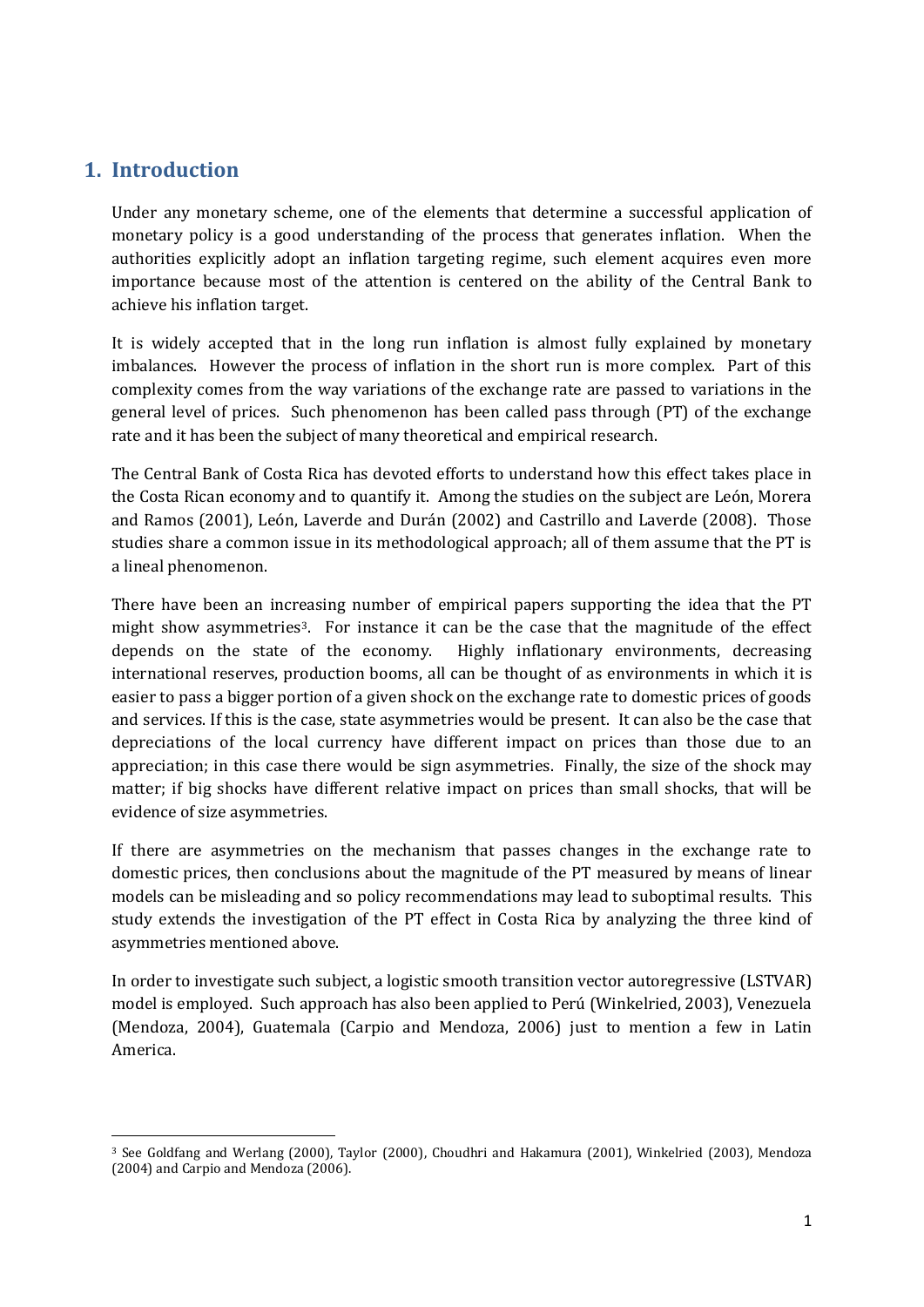## 1. Introduction

Under any monetary scheme, one of the elements that determine a successful application of monetary policy is a good understanding of the process that generates inflation. When the authorities explicitly adopt an inflation targeting regime, such element acquires even more importance because most of the attention is centered on the ability of the Central Bank to achieve his inflation target.

It is widely accepted that in the long run inflation is almost fully explained by monetary imbalances. However the process of inflation in the short run is more complex. Part of this complexity comes from the way variations of the exchange rate are passed to variations in the general level of prices. Such phenomenon has been called pass through (PT) of the exchange rate and it has been the subject of many theoretical and empirical research.

The Central Bank of Costa Rica has devoted efforts to understand how this effect takes place in the Costa Rican economy and to quantify it. Among the studies on the subject are León, Morera and Ramos (2001), León, Laverde and Durán (2002) and Castrillo and Laverde (2008). Those studies share a common issue in its methodological approach; all of them assume that the PT is a lineal phenomenon.

There have been an increasing number of empirical papers supporting the idea that the PT might show asymmetries[3]. For instance it can be the case that the magnitude of the effect depends on the state of the economy. Highly inflationary environments, decreasing international reserves, production booms, all can be thought of as environments in which it is easier to pass a bigger portion of a given shock on the exchange rate to domestic prices of goods and services. If this is the case, state asymmetries would be present. It can also be the case that depreciations of the local currency have different impact on prices than those due to an appreciation; in this case there would be sign asymmetries. Finally, the size of the shock may matter; if big shocks have different relative impact on prices than small shocks, that will be evidence of size asymmetries.

If there are asymmetries on the mechanism that passes changes in the exchange rate to domestic prices, then conclusions about the magnitude of the PT measured by means of linear models can be misleading and so policy recommendations may lead to suboptimal results. This study extends the investigation of the PT effect in Costa Rica by analyzing the three kind of asymmetries mentioned above.

In order to investigate such subject, a logistic smooth transition vector autoregressive (LSTVAR) model is employed. Such approach has also been applied to Perú (Winkelried, 2003), Venezuela (Mendoza, 2004), Guatemala (Carpio and Mendoza, 2006) just to mention a few in Latin America.

[3] See Goldfang and Werlang (2000), Taylor (2000), Choudhri and Hakamura (2001), Winkelried (2003), Mendoza (2004) and Carpio and Mendoza (2006).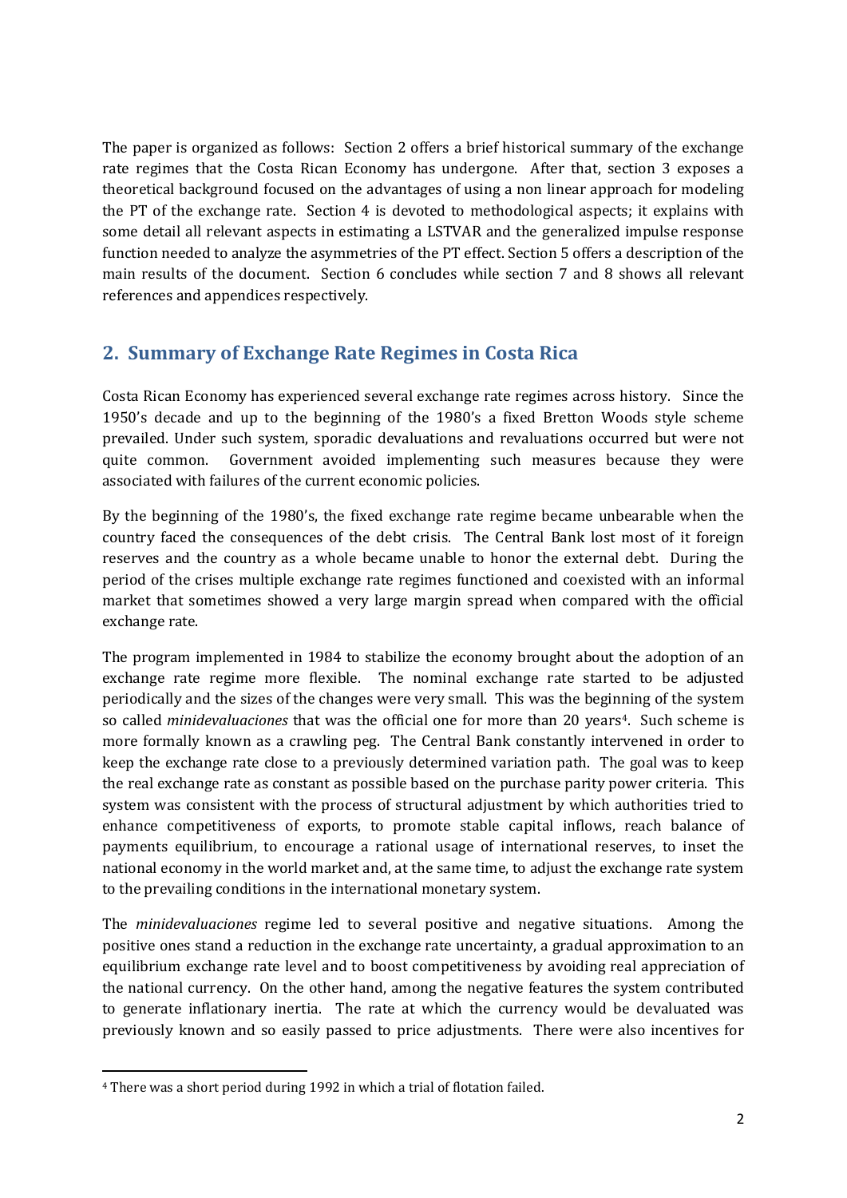The paper is organized as follows: Section 2 offers a brief historical summary of the exchange rate regimes that the Costa Rican Economy has undergone. After that, section 3 exposes a theoretical background focused on the advantages of using a non linear approach for modeling the PT of the exchange rate. Section 4 is devoted to methodological aspects; it explains with some detail all relevant aspects in estimating a LSTVAR and the generalized impulse response function needed to analyze the asymmetries of the PT effect. Section 5 offers a description of the main results of the document. Section 6 concludes while section 7 and 8 shows all relevant references and appendices respectively.

## 2. Summary of Exchange Rate Regimes in Costa Rica

Costa Rican Economy has experienced several exchange rate regimes across history. Since the 1950's decade and up to the beginning of the 1980's a fixed Bretton Woods style scheme prevailed. Under such system, sporadic devaluations and revaluations occurred but were not quite common. Government avoided implementing such measures because they were associated with failures of the current economic policies.

By the beginning of the 1980's, the fixed exchange rate regime became unbearable when the country faced the consequences of the debt crisis. The Central Bank lost most of it foreign reserves and the country as a whole became unable to honor the external debt. During the period of the crises multiple exchange rate regimes functioned and coexisted with an informal market that sometimes showed a very large margin spread when compared with the official exchange rate.

The program implemented in 1984 to stabilize the economy brought about the adoption of an exchange rate regime more flexible. The nominal exchange rate started to be adjusted periodically and the sizes of the changes were very small. This was the beginning of the system so called *minidevaluaciones* that was the official one for more than 20 years[4]. Such scheme is more formally known as a crawling peg. The Central Bank constantly intervened in order to keep the exchange rate close to a previously determined variation path. The goal was to keep the real exchange rate as constant as possible based on the purchase parity power criteria. This system was consistent with the process of structural adjustment by which authorities tried to enhance competitiveness of exports, to promote stable capital inflows, reach balance of payments equilibrium, to encourage a rational usage of international reserves, to inset the national economy in the world market and, at the same time, to adjust the exchange rate system to the prevailing conditions in the international monetary system.

The *minidevaluaciones* regime led to several positive and negative situations. Among the positive ones stand a reduction in the exchange rate uncertainty, a gradual approximation to an equilibrium exchange rate level and to boost competitiveness by avoiding real appreciation of the national currency. On the other hand, among the negative features the system contributed to generate inflationary inertia. The rate at which the currency would be devaluated was previously known and so easily passed to price adjustments. There were also incentives for

[4] There was a short period during 1992 in which a trial of flotation failed.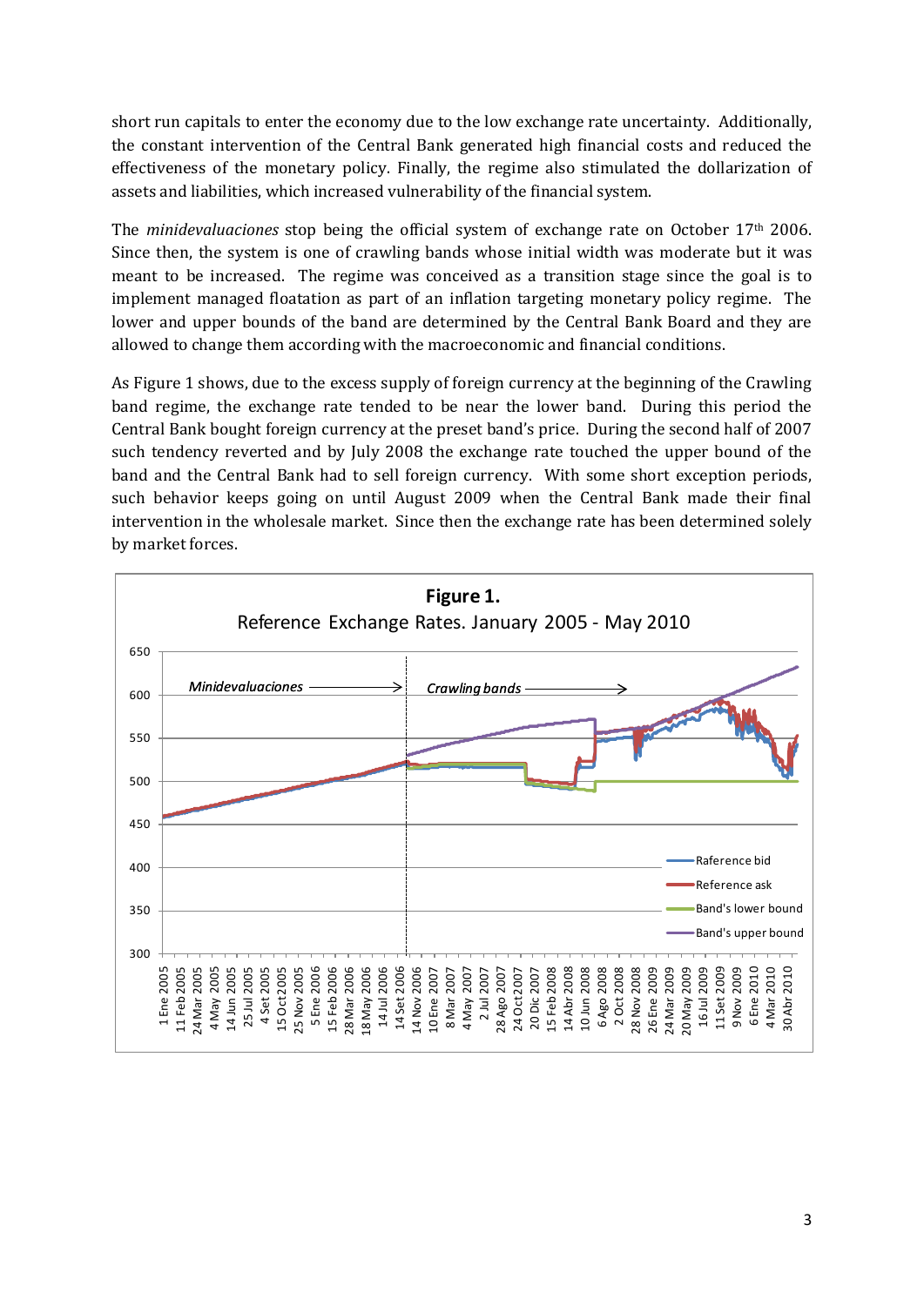short run capitals to enter the economy due to the low exchange rate uncertainty. Additionally, the constant intervention of the Central Bank generated high financial costs and reduced the effectiveness of the monetary policy. Finally, the regime also stimulated the dollarization of assets and liabilities, which increased vulnerability of the financial system.

The *minidevaluaciones* stop being the official system of exchange rate on October 17th 2006. Since then, the system is one of crawling bands whose initial width was moderate but it was meant to be increased. The regime was conceived as a transition stage since the goal is to implement managed floatation as part of an inflation targeting monetary policy regime. The lower and upper bounds of the band are determined by the Central Bank Board and they are allowed to change them according with the macroeconomic and financial conditions.

As Figure 1 shows, due to the excess supply of foreign currency at the beginning of the Crawling band regime, the exchange rate tended to be near the lower band. During this period the Central Bank bought foreign currency at the preset band's price. During the second half of 2007 such tendency reverted and by July 2008 the exchange rate touched the upper bound of the band and the Central Bank had to sell foreign currency. With some short exception periods, such behavior keeps going on until August 2009 when the Central Bank made their final intervention in the wholesale market. Since then the exchange rate has been determined solely by market forces.

**Figure 1.**
Reference Exchange Rates. January 2005 - May 2010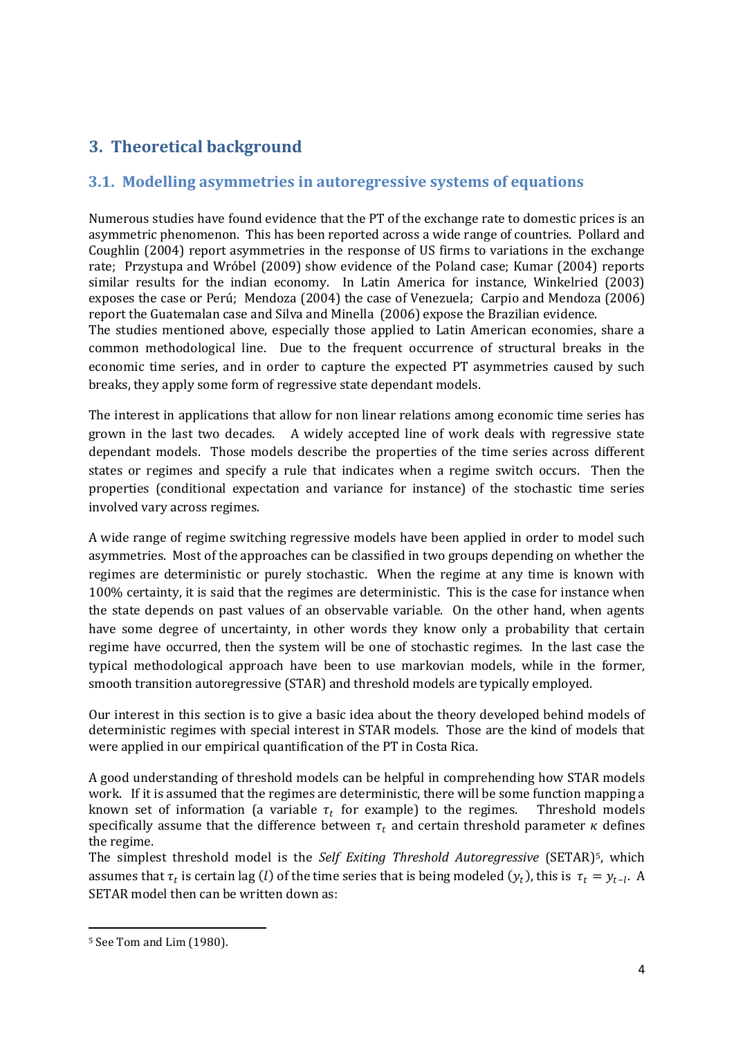## 3. Theoretical background

### 3.1. Modelling asymmetries in autoregressive systems of equations

Numerous studies have found evidence that the PT of the exchange rate to domestic prices is an asymmetric phenomenon. This has been reported across a wide range of countries. Pollard and Coughlin (2004) report asymmetries in the response of US firms to variations in the exchange rate; Przystupa and Wróbel (2009) show evidence of the Poland case; Kumar (2004) reports similar results for the indian economy. In Latin America for instance, Winkelried (2003) exposes the case or Perú; Mendoza (2004) the case of Venezuela; Carpio and Mendoza (2006) report the Guatemalan case and Silva and Minella (2006) expose the Brazilian evidence.

The studies mentioned above, especially those applied to Latin American economies, share a common methodological line. Due to the frequent occurrence of structural breaks in the economic time series, and in order to capture the expected PT asymmetries caused by such breaks, they apply some form of regressive state dependant models.

The interest in applications that allow for non linear relations among economic time series has grown in the last two decades. A widely accepted line of work deals with regressive state dependant models. Those models describe the properties of the time series across different states or regimes and specify a rule that indicates when a regime switch occurs. Then the properties (conditional expectation and variance for instance) of the stochastic time series involved vary across regimes.

A wide range of regime switching regressive models have been applied in order to model such asymmetries. Most of the approaches can be classified in two groups depending on whether the regimes are deterministic or purely stochastic. When the regime at any time is known with 100% certainty, it is said that the regimes are deterministic. This is the case for instance when the state depends on past values of an observable variable. On the other hand, when agents have some degree of uncertainty, in other words they know only a probability that certain regime have occurred, then the system will be one of stochastic regimes. In the last case the typical methodological approach have been to use markovian models, while in the former, smooth transition autoregressive (STAR) and threshold models are typically employed.

Our interest in this section is to give a basic idea about the theory developed behind models of deterministic regimes with special interest in STAR models. Those are the kind of models that were applied in our empirical quantification of the PT in Costa Rica.

A good understanding of threshold models can be helpful in comprehending how STAR models work. If it is assumed that the regimes are deterministic, there will be some function mapping a known set of information (a variable $\tau_t$ for example) to the regimes. Threshold models specifically assume that the difference between $\tau_t$ and certain threshold parameter $\kappa$ defines the regime.

The simplest threshold model is the *Self Exiting Threshold Autoregressive* (SETAR)[5], which assumes that $\tau_t$ is certain lag ($l$) of the time series that is being modeled ($y_t$), this is $\tau_t = y_{t-l}$. A SETAR model then can be written down as:

[5] See Tom and Lim (1980).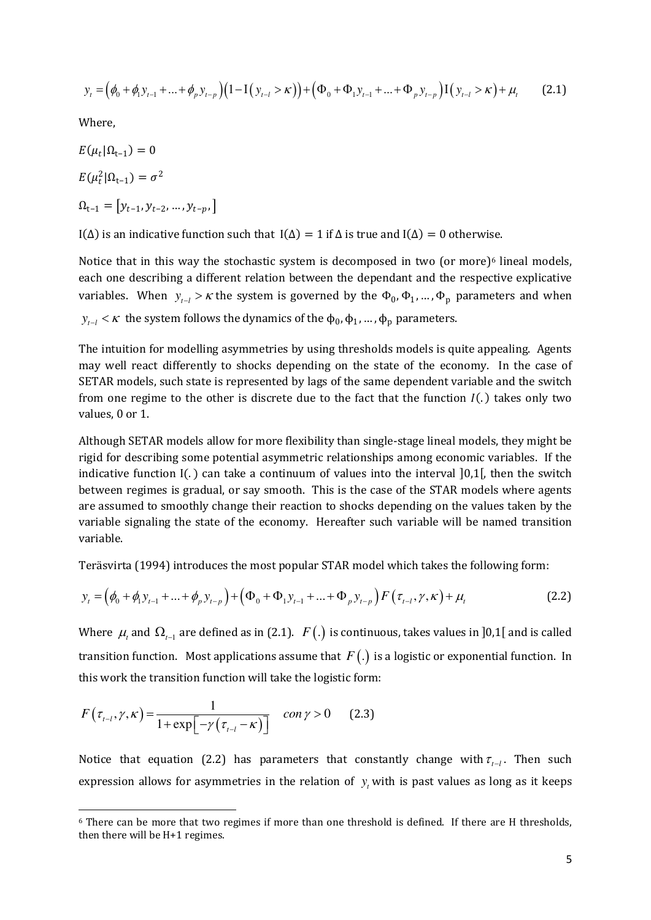$$y_t = \left(\phi_0 + \phi_1 y_{t-1} + \ldots + \phi_p y_{t-p}\right)\left(1 - \mathrm{I}\left(y_{t-l} > \kappa\right)\right) + \left(\Phi_0 + \Phi_1 y_{t-1} + \ldots + \Phi_p y_{t-p}\right)\mathrm{I}\left(y_{t-l} > \kappa\right) + \mu_t \qquad (2.1)$$

Where,

$E(\mu_t | \Omega_{t-1}) = 0$

$E(\mu_t^2 | \Omega_{t-1}) = \sigma^2$

$\Omega_{t-1} = [y_{t-1}, y_{t-2}, \ldots, y_{t-p},]$

$\mathrm{I}(\Delta)$ is an indicative function such that $\mathrm{I}(\Delta) = 1$ if $\Delta$ is true and $\mathrm{I}(\Delta) = 0$ otherwise.

Notice that in this way the stochastic system is decomposed in two (or more)[6] lineal models, each one describing a different relation between the dependant and the respective explicative variables. When $y_{t-l} > \kappa$ the system is governed by the $\Phi_0, \Phi_1, \ldots, \Phi_p$ parameters and when $y_{t-l} < \kappa$ the system follows the dynamics of the $\phi_0, \phi_1, \ldots, \phi_p$ parameters.

The intuition for modelling asymmetries by using thresholds models is quite appealing. Agents may well react differently to shocks depending on the state of the economy. In the case of SETAR models, such state is represented by lags of the same dependent variable and the switch from one regime to the other is discrete due to the fact that the function $I(.)$ takes only two values, 0 or 1.

Although SETAR models allow for more flexibility than single-stage lineal models, they might be rigid for describing some potential asymmetric relationships among economic variables. If the indicative function $\mathrm{I}(.)$ can take a continuum of values into the interval $]0,1[$, then the switch between regimes is gradual, or say smooth. This is the case of the STAR models where agents are assumed to smoothly change their reaction to shocks depending on the values taken by the variable signaling the state of the economy. Hereafter such variable will be named transition variable.

Teräsvirta (1994) introduces the most popular STAR model which takes the following form:

$$y_t = \left(\phi_0 + \phi_1 y_{t-1} + \ldots + \phi_p y_{t-p}\right) + \left(\Phi_0 + \Phi_1 y_{t-1} + \ldots + \Phi_p y_{t-p}\right) F\left(\tau_{t-l}, \gamma, \kappa\right) + \mu_t \qquad (2.2)$$

Where $\mu_t$ and $\Omega_{t-1}$ are defined as in (2.1). $F(.)$ is continuous, takes values in $]0,1[$ and is called transition function. Most applications assume that $F(.)$ is a logistic or exponential function. In this work the transition function will take the logistic form:

$$F\left(\tau_{t-l}, \gamma, \kappa\right) = \frac{1}{1 + \exp\left[-\gamma\left(\tau_{t-l} - \kappa\right)\right]} \quad con\, \gamma > 0 \qquad (2.3)$$

Notice that equation (2.2) has parameters that constantly change with $\tau_{t-l}$. Then such expression allows for asymmetries in the relation of $y_t$ with is past values as long as it keeps

[6] There can be more that two regimes if more than one threshold is defined. If there are H thresholds, then there will be H+1 regimes.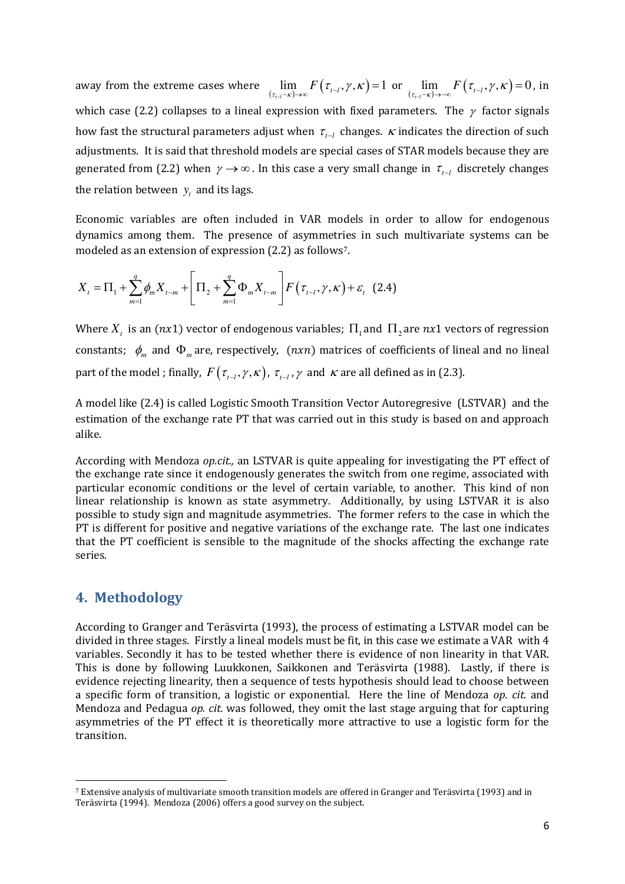away from the extreme cases where $\lim_{(\tau_{t-l}-\kappa)\to\infty} F\left(\tau_{t-l},\gamma,\kappa\right)=1$ or $\lim_{(\tau_{t-l}-\kappa)\to-\infty} F\left(\tau_{t-l},\gamma,\kappa\right)=0$, in which case (2.2) collapses to a lineal expression with fixed parameters. The $\gamma$ factor signals how fast the structural parameters adjust when $\tau_{t-l}$ changes. $\kappa$ indicates the direction of such adjustments. It is said that threshold models are special cases of STAR models because they are generated from (2.2) when $\gamma \to \infty$. In this case a very small change in $\tau_{t-l}$ discretely changes the relation between $y_t$ and its lags.

Economic variables are often included in VAR models in order to allow for endogenous dynamics among them. The presence of asymmetries in such multivariate systems can be modeled as an extension of expression (2.2) as follows[7].

$$X_t = \Pi_1 + \sum_{m=1}^{q} \phi_m X_{t-m} + \left[ \Pi_2 + \sum_{m=1}^{q} \Phi_m X_{t-m} \right] F\left(\tau_{t-l},\gamma,\kappa\right) + \varepsilon_t \quad (2.4)$$

Where $X_t$ is an $(nx1)$ vector of endogenous variables; $\Pi_1$ and $\Pi_2$ are $nx1$ vectors of regression constants; $\phi_m$ and $\Phi_m$ are, respectively, $(nxn)$ matrices of coefficients of lineal and no lineal part of the model ; finally, $F\left(\tau_{t-l},\gamma,\kappa\right)$, $\tau_{t-l}$, $\gamma$ and $\kappa$ are all defined as in (2.3).

A model like (2.4) is called Logistic Smooth Transition Vector Autoregresive (LSTVAR) and the estimation of the exchange rate PT that was carried out in this study is based on and approach alike.

According with Mendoza *op.cit.,* an LSTVAR is quite appealing for investigating the PT effect of the exchange rate since it endogenously generates the switch from one regime, associated with particular economic conditions or the level of certain variable, to another. This kind of non linear relationship is known as state asymmetry. Additionally, by using LSTVAR it is also possible to study sign and magnitude asymmetries. The former refers to the case in which the PT is different for positive and negative variations of the exchange rate. The last one indicates that the PT coefficient is sensible to the magnitude of the shocks affecting the exchange rate series.

## 4. Methodology

According to Granger and Teräsvirta (1993), the process of estimating a LSTVAR model can be divided in three stages. Firstly a lineal models must be fit, in this case we estimate a VAR with 4 variables. Secondly it has to be tested whether there is evidence of non linearity in that VAR. This is done by following Luukkonen, Saikkonen and Teräsvirta (1988). Lastly, if there is evidence rejecting linearity, then a sequence of tests hypothesis should lead to choose between a specific form of transition, a logistic or exponential. Here the line of Mendoza *op. cit.* and Mendoza and Pedagua *op. cit.* was followed, they omit the last stage arguing that for capturing asymmetries of the PT effect it is theoretically more attractive to use a logistic form for the transition.

[7] Extensive analysis of multivariate smooth transition models are offered in Granger and Teräsvirta (1993) and in Teräsvirta (1994). Mendoza (2006) offers a good survey on the subject.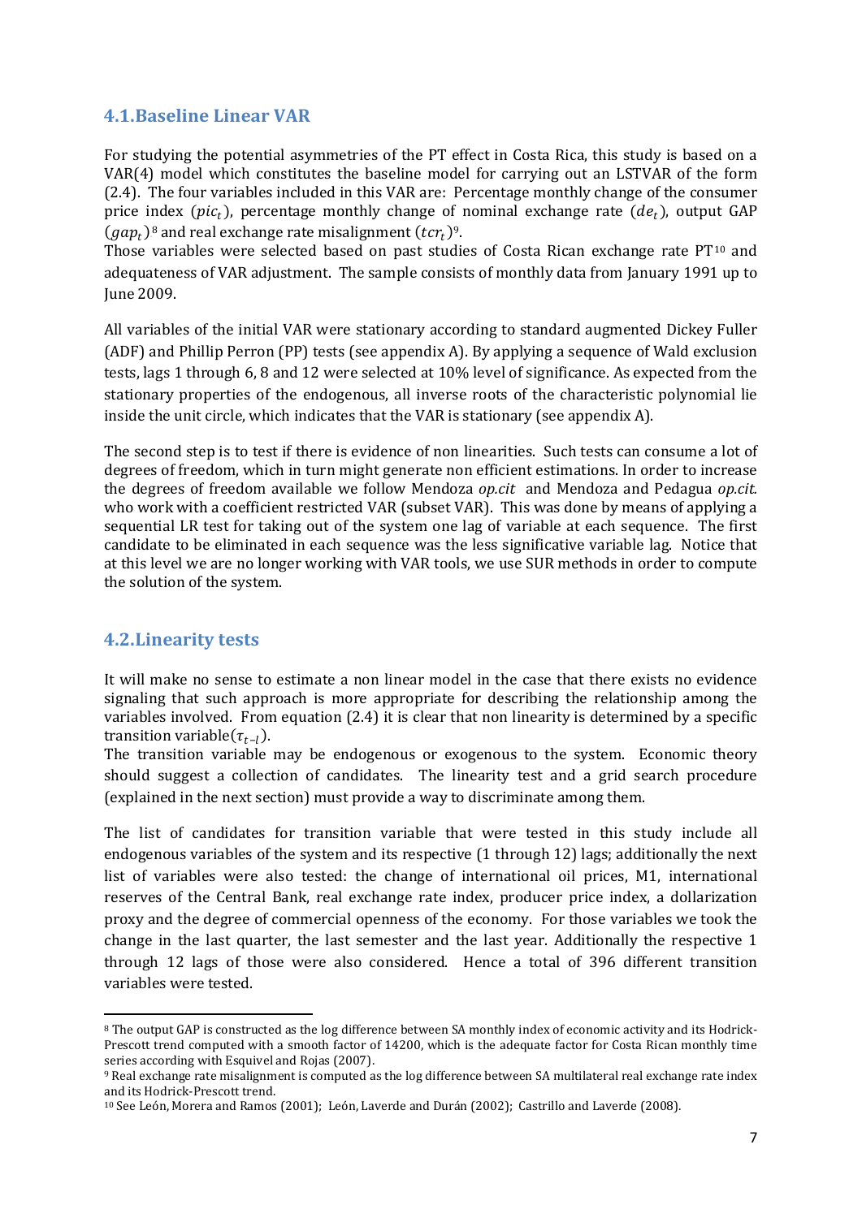## 4.1.Baseline Linear VAR

For studying the potential asymmetries of the PT effect in Costa Rica, this study is based on a VAR(4) model which constitutes the baseline model for carrying out an LSTVAR of the form (2.4). The four variables included in this VAR are: Percentage monthly change of the consumer price index ($pic_t$), percentage monthly change of nominal exchange rate ($de_t$), output GAP ($gap_t$)[8] and real exchange rate misalignment ($tcr_t$)[9].

Those variables were selected based on past studies of Costa Rican exchange rate PT[10] and adequateness of VAR adjustment. The sample consists of monthly data from January 1991 up to June 2009.

All variables of the initial VAR were stationary according to standard augmented Dickey Fuller (ADF) and Phillip Perron (PP) tests (see appendix A). By applying a sequence of Wald exclusion tests, lags 1 through 6, 8 and 12 were selected at 10% level of significance. As expected from the stationary properties of the endogenous, all inverse roots of the characteristic polynomial lie inside the unit circle, which indicates that the VAR is stationary (see appendix A).

The second step is to test if there is evidence of non linearities. Such tests can consume a lot of degrees of freedom, which in turn might generate non efficient estimations. In order to increase the degrees of freedom available we follow Mendoza *op.cit* and Mendoza and Pedagua *op.cit.* who work with a coefficient restricted VAR (subset VAR). This was done by means of applying a sequential LR test for taking out of the system one lag of variable at each sequence. The first candidate to be eliminated in each sequence was the less significative variable lag. Notice that at this level we are no longer working with VAR tools, we use SUR methods in order to compute the solution of the system.

## 4.2.Linearity tests

It will make no sense to estimate a non linear model in the case that there exists no evidence signaling that such approach is more appropriate for describing the relationship among the variables involved. From equation (2.4) it is clear that non linearity is determined by a specific transition variable($\tau_{t-l}$).

The transition variable may be endogenous or exogenous to the system. Economic theory should suggest a collection of candidates. The linearity test and a grid search procedure (explained in the next section) must provide a way to discriminate among them.

The list of candidates for transition variable that were tested in this study include all endogenous variables of the system and its respective (1 through 12) lags; additionally the next list of variables were also tested: the change of international oil prices, M1, international reserves of the Central Bank, real exchange rate index, producer price index, a dollarization proxy and the degree of commercial openness of the economy. For those variables we took the change in the last quarter, the last semester and the last year. Additionally the respective 1 through 12 lags of those were also considered. Hence a total of 396 different transition variables were tested.

---

[8] The output GAP is constructed as the log difference between SA monthly index of economic activity and its Hodrick-Prescott trend computed with a smooth factor of 14200, which is the adequate factor for Costa Rican monthly time series according with Esquivel and Rojas (2007).

[9] Real exchange rate misalignment is computed as the log difference between SA multilateral real exchange rate index and its Hodrick-Prescott trend.

[10] See León, Morera and Ramos (2001); León, Laverde and Durán (2002); Castrillo and Laverde (2008).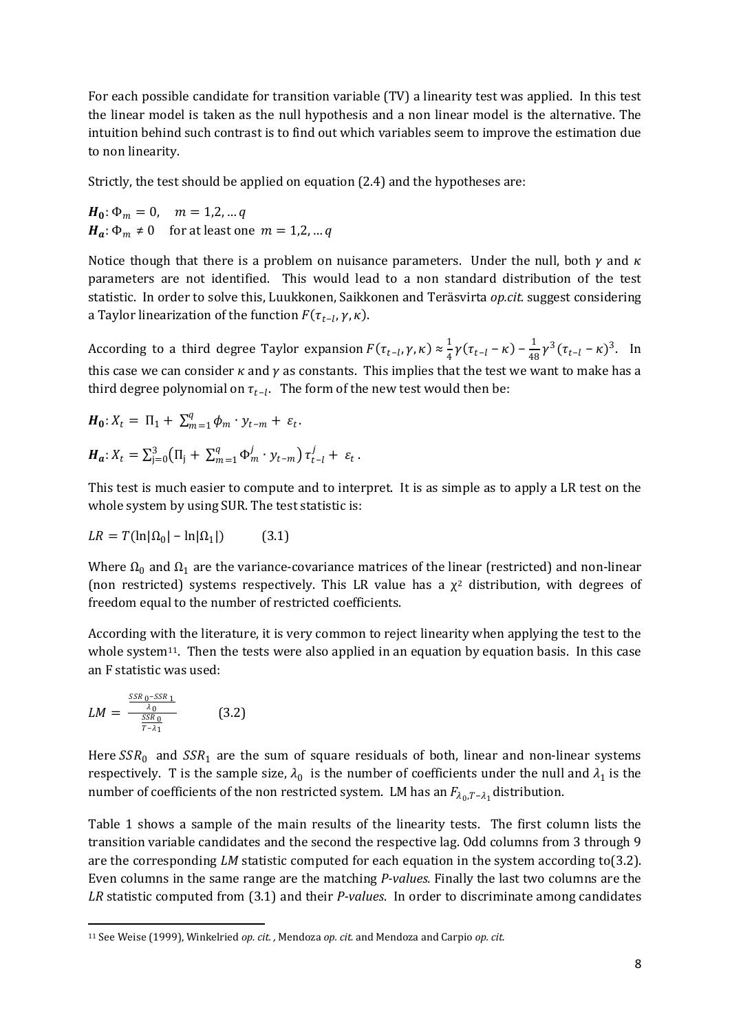For each possible candidate for transition variable (TV) a linearity test was applied. In this test the linear model is taken as the null hypothesis and a non linear model is the alternative. The intuition behind such contrast is to find out which variables seem to improve the estimation due to non linearity.

Strictly, the test should be applied on equation (2.4) and the hypotheses are:

$\boldsymbol{H_0}$: $\Phi_m = 0, \quad m = 1,2, \dots q$
$\boldsymbol{H_a}$: $\Phi_m \neq 0 \quad$ for at least one $m = 1,2, \dots q$

Notice though that there is a problem on nuisance parameters. Under the null, both $\gamma$ and $\kappa$ parameters are not identified. This would lead to a non standard distribution of the test statistic. In order to solve this, Luukkonen, Saikkonen and Teräsvirta *op.cit.* suggest considering a Taylor linearization of the function $F(\tau_{t-l}, \gamma, \kappa)$.

According to a third degree Taylor expansion $F(\tau_{t-l}, \gamma, \kappa) \approx \frac{1}{4}\gamma(\tau_{t-l} - \kappa) - \frac{1}{48}\gamma^3(\tau_{t-l} - \kappa)^3$. In this case we can consider $\kappa$ and $\gamma$ as constants. This implies that the test we want to make has a third degree polynomial on $\tau_{t-l}$. The form of the new test would then be:

$\boldsymbol{H_0}$: $X_t = \Pi_1 + \sum_{m=1}^{q} \phi_m \cdot y_{t-m} + \varepsilon_t$.

$\boldsymbol{H_a}$: $X_t = \sum_{j=0}^{3} \left( \Pi_j + \sum_{m=1}^{q} \Phi_m^j \cdot y_{t-m} \right) \tau_{t-l}^j + \varepsilon_t$.

This test is much easier to compute and to interpret. It is as simple as to apply a LR test on the whole system by using SUR. The test statistic is:

$$LR = T(\ln|\Omega_0| - \ln|\Omega_1|) \qquad (3.1)$$

Where $\Omega_0$ and $\Omega_1$ are the variance-covariance matrices of the linear (restricted) and non-linear (non restricted) systems respectively. This LR value has a $\chi^2$ distribution, with degrees of freedom equal to the number of restricted coefficients.

According with the literature, it is very common to reject linearity when applying the test to the whole system[11]. Then the tests were also applied in an equation by equation basis. In this case an F statistic was used:

$$LM = \frac{\frac{SSR_0 - SSR_1}{\lambda_0}}{\frac{SSR_0}{T - \lambda_1}} \qquad (3.2)$$

Here $SSR_0$ and $SSR_1$ are the sum of square residuals of both, linear and non-linear systems respectively. T is the sample size, $\lambda_0$ is the number of coefficients under the null and $\lambda_1$ is the number of coefficients of the non restricted system. LM has an $F_{\lambda_0, T-\lambda_1}$ distribution.

Table 1 shows a sample of the main results of the linearity tests. The first column lists the transition variable candidates and the second the respective lag. Odd columns from 3 through 9 are the corresponding *LM* statistic computed for each equation in the system according to(3.2). Even columns in the same range are the matching *P-values.* Finally the last two columns are the *LR* statistic computed from (3.1) and their *P-values*. In order to discriminate among candidates

[11] See Weise (1999), Winkelried *op. cit.* , Mendoza *op. cit.* and Mendoza and Carpio *op. cit.*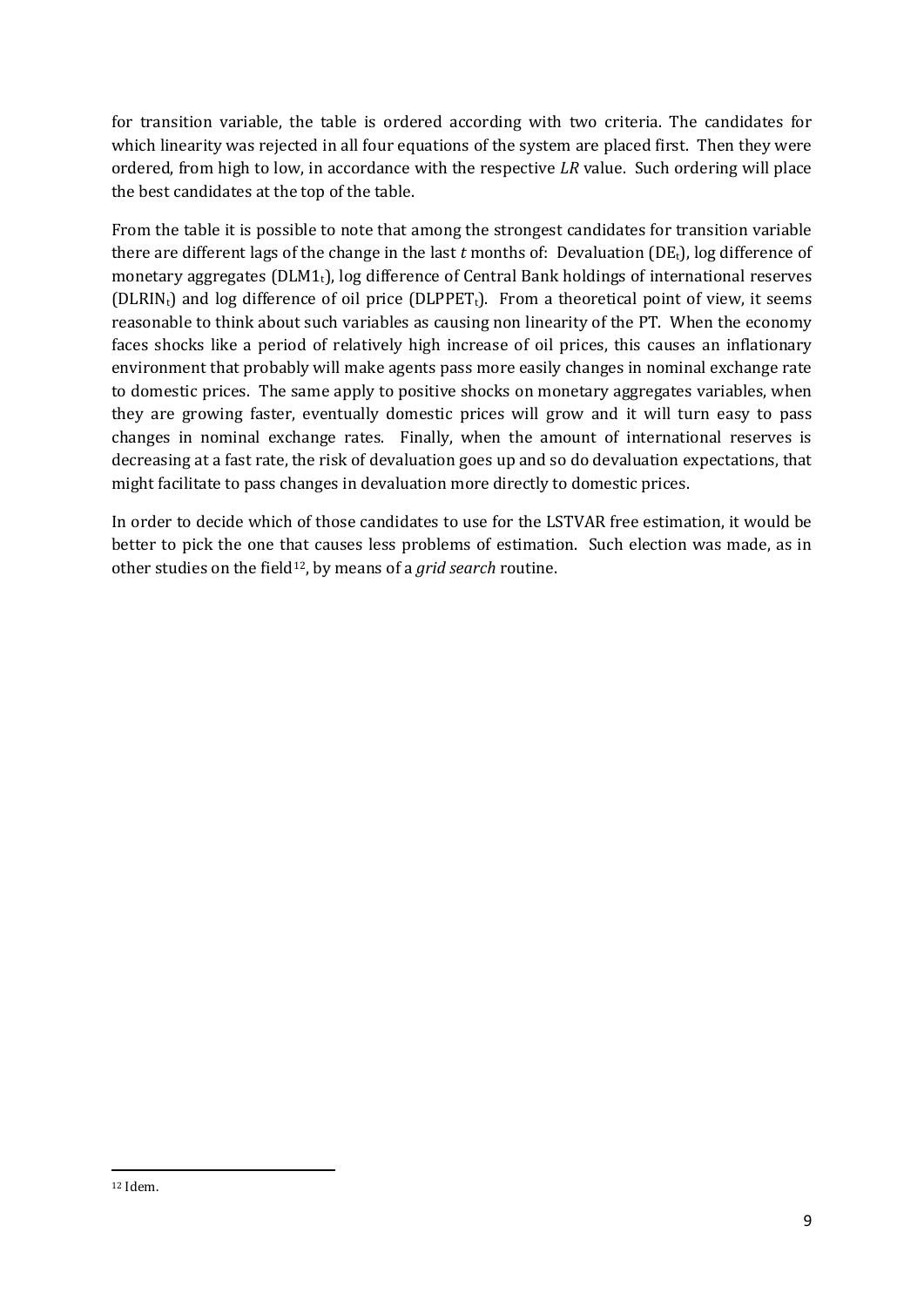for transition variable, the table is ordered according with two criteria. The candidates for which linearity was rejected in all four equations of the system are placed first. Then they were ordered, from high to low, in accordance with the respective *LR* value. Such ordering will place the best candidates at the top of the table.

From the table it is possible to note that among the strongest candidates for transition variable there are different lags of the change in the last *t* months of: Devaluation ($DE_t$), log difference of monetary aggregates ($DLM1_t$), log difference of Central Bank holdings of international reserves ($DLRIN_t$) and log difference of oil price ($DLPPET_t$). From a theoretical point of view, it seems reasonable to think about such variables as causing non linearity of the PT. When the economy faces shocks like a period of relatively high increase of oil prices, this causes an inflationary environment that probably will make agents pass more easily changes in nominal exchange rate to domestic prices. The same apply to positive shocks on monetary aggregates variables, when they are growing faster, eventually domestic prices will grow and it will turn easy to pass changes in nominal exchange rates. Finally, when the amount of international reserves is decreasing at a fast rate, the risk of devaluation goes up and so do devaluation expectations, that might facilitate to pass changes in devaluation more directly to domestic prices.

In order to decide which of those candidates to use for the LSTVAR free estimation, it would be better to pick the one that causes less problems of estimation. Such election was made, as in other studies on the field[12], by means of a *grid search* routine.

[12] Idem.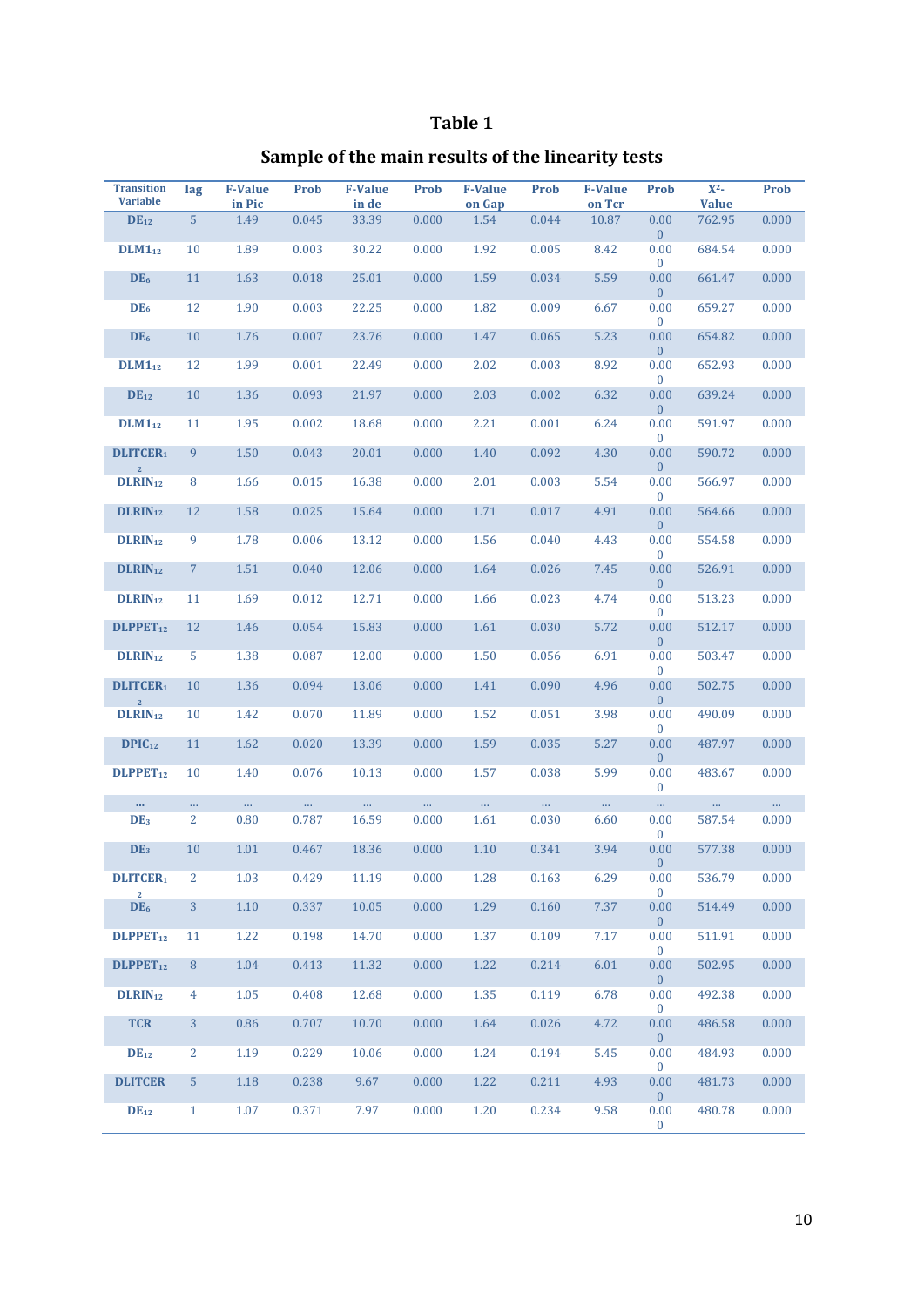# Table 1

## Sample of the main results of the linearity tests

| Transition Variable | lag | F-Value in Pic | Prob | F-Value in de | Prob | F-Value on Gap | Prob | F-Value on Tcr | Prob | $X^2$-Value | Prob |
|---|---|---|---|---|---|---|---|---|---|---|---|
| $DE_{12}$ | 5 | 1.49 | 0.045 | 33.39 | 0.000 | 1.54 | 0.044 | 10.87 | 0.000 | 762.95 | 0.000 |
| $DLM1_{12}$ | 10 | 1.89 | 0.003 | 30.22 | 0.000 | 1.92 | 0.005 | 8.42 | 0.000 | 684.54 | 0.000 |
| $DE_6$ | 11 | 1.63 | 0.018 | 25.01 | 0.000 | 1.59 | 0.034 | 5.59 | 0.000 | 661.47 | 0.000 |
| $DE_6$ | 12 | 1.90 | 0.003 | 22.25 | 0.000 | 1.82 | 0.009 | 6.67 | 0.000 | 659.27 | 0.000 |
| $DE_6$ | 10 | 1.76 | 0.007 | 23.76 | 0.000 | 1.47 | 0.065 | 5.23 | 0.000 | 654.82 | 0.000 |
| $DLM1_{12}$ | 12 | 1.99 | 0.001 | 22.49 | 0.000 | 2.02 | 0.003 | 8.92 | 0.000 | 652.93 | 0.000 |
| $DE_{12}$ | 10 | 1.36 | 0.093 | 21.97 | 0.000 | 2.03 | 0.002 | 6.32 | 0.000 | 639.24 | 0.000 |
| $DLM1_{12}$ | 11 | 1.95 | 0.002 | 18.68 | 0.000 | 2.21 | 0.001 | 6.24 | 0.000 | 591.97 | 0.000 |
| $DLITCER_{12}$ | 9 | 1.50 | 0.043 | 20.01 | 0.000 | 1.40 | 0.092 | 4.30 | 0.000 | 590.72 | 0.000 |
| $DLRIN_{12}$ | 8 | 1.66 | 0.015 | 16.38 | 0.000 | 2.01 | 0.003 | 5.54 | 0.000 | 566.97 | 0.000 |
| $DLRIN_{12}$ | 12 | 1.58 | 0.025 | 15.64 | 0.000 | 1.71 | 0.017 | 4.91 | 0.000 | 564.66 | 0.000 |
| $DLRIN_{12}$ | 9 | 1.78 | 0.006 | 13.12 | 0.000 | 1.56 | 0.040 | 4.43 | 0.000 | 554.58 | 0.000 |
| $DLRIN_{12}$ | 7 | 1.51 | 0.040 | 12.06 | 0.000 | 1.64 | 0.026 | 7.45 | 0.000 | 526.91 | 0.000 |
| $DLRIN_{12}$ | 11 | 1.69 | 0.012 | 12.71 | 0.000 | 1.66 | 0.023 | 4.74 | 0.000 | 513.23 | 0.000 |
| $DLPPET_{12}$ | 12 | 1.46 | 0.054 | 15.83 | 0.000 | 1.61 | 0.030 | 5.72 | 0.000 | 512.17 | 0.000 |
| $DLRIN_{12}$ | 5 | 1.38 | 0.087 | 12.00 | 0.000 | 1.50 | 0.056 | 6.91 | 0.000 | 503.47 | 0.000 |
| $DLITCER_{12}$ | 10 | 1.36 | 0.094 | 13.06 | 0.000 | 1.41 | 0.090 | 4.96 | 0.000 | 502.75 | 0.000 |
| $DLRIN_{12}$ | 10 | 1.42 | 0.070 | 11.89 | 0.000 | 1.52 | 0.051 | 3.98 | 0.000 | 490.09 | 0.000 |
| $DPIC_{12}$ | 11 | 1.62 | 0.020 | 13.39 | 0.000 | 1.59 | 0.035 | 5.27 | 0.000 | 487.97 | 0.000 |
| $DLPPET_{12}$ | 10 | 1.40 | 0.076 | 10.13 | 0.000 | 1.57 | 0.038 | 5.99 | 0.000 | 483.67 | 0.000 |
| ... | ... | ... | ... | ... | ... | ... | ... | ... | ... | ... | ... |
| $DE_3$ | 2 | 0.80 | 0.787 | 16.59 | 0.000 | 1.61 | 0.030 | 6.60 | 0.000 | 587.54 | 0.000 |
| $DE_3$ | 10 | 1.01 | 0.467 | 18.36 | 0.000 | 1.10 | 0.341 | 3.94 | 0.000 | 577.38 | 0.000 |
| $DLITCER_{12}$ | 2 | 1.03 | 0.429 | 11.19 | 0.000 | 1.28 | 0.163 | 6.29 | 0.000 | 536.79 | 0.000 |
| $DE_6$ | 3 | 1.10 | 0.337 | 10.05 | 0.000 | 1.29 | 0.160 | 7.37 | 0.000 | 514.49 | 0.000 |
| $DLPPET_{12}$ | 11 | 1.22 | 0.198 | 14.70 | 0.000 | 1.37 | 0.109 | 7.17 | 0.000 | 511.91 | 0.000 |
| $DLPPET_{12}$ | 8 | 1.04 | 0.413 | 11.32 | 0.000 | 1.22 | 0.214 | 6.01 | 0.000 | 502.95 | 0.000 |
| $DLRIN_{12}$ | 4 | 1.05 | 0.408 | 12.68 | 0.000 | 1.35 | 0.119 | 6.78 | 0.000 | 492.38 | 0.000 |
| TCR | 3 | 0.86 | 0.707 | 10.70 | 0.000 | 1.64 | 0.026 | 4.72 | 0.000 | 486.58 | 0.000 |
| $DE_{12}$ | 2 | 1.19 | 0.229 | 10.06 | 0.000 | 1.24 | 0.194 | 5.45 | 0.000 | 484.93 | 0.000 |
| DLITCER | 5 | 1.18 | 0.238 | 9.67 | 0.000 | 1.22 | 0.211 | 4.93 | 0.000 | 481.73 | 0.000 |
| $DE_{12}$ | 1 | 1.07 | 0.371 | 7.97 | 0.000 | 1.20 | 0.234 | 9.58 | 0.000 | 480.78 | 0.000 |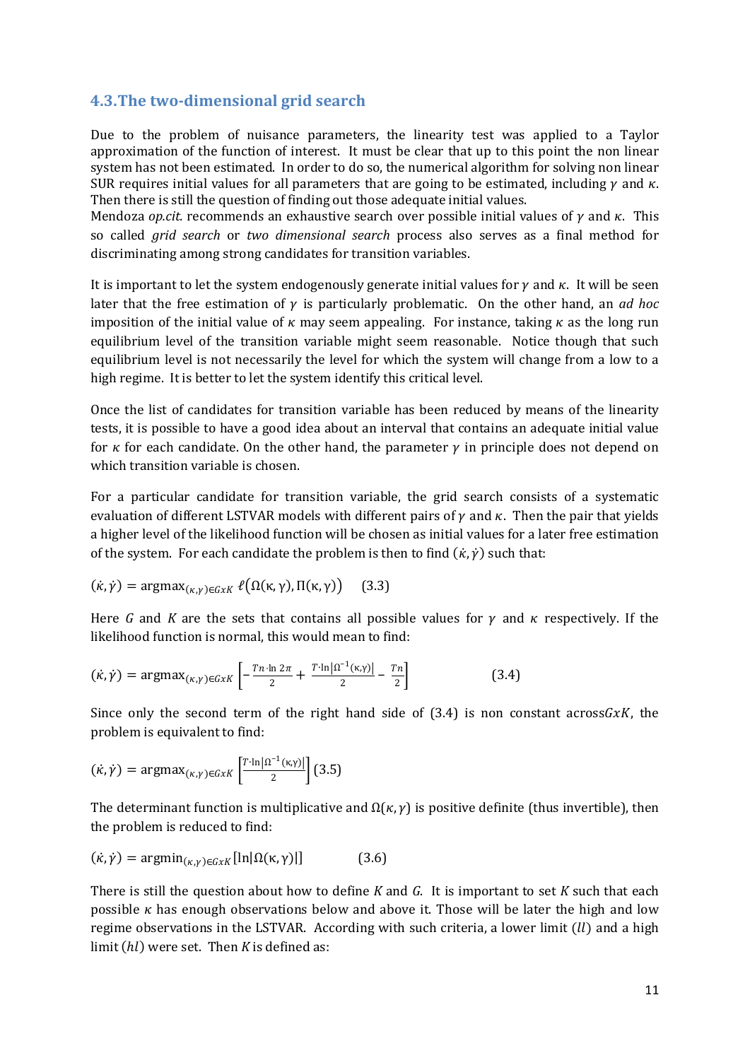## 4.3. The two-dimensional grid search

Due to the problem of nuisance parameters, the linearity test was applied to a Taylor approximation of the function of interest. It must be clear that up to this point the non linear system has not been estimated. In order to do so, the numerical algorithm for solving non linear SUR requires initial values for all parameters that are going to be estimated, including $\gamma$ and $\kappa$. Then there is still the question of finding out those adequate initial values.
Mendoza *op.cit.* recommends an exhaustive search over possible initial values of $\gamma$ and $\kappa$. This so called *grid search* or *two dimensional search* process also serves as a final method for discriminating among strong candidates for transition variables.

It is important to let the system endogenously generate initial values for $\gamma$ and $\kappa$. It will be seen later that the free estimation of $\gamma$ is particularly problematic. On the other hand, an *ad hoc* imposition of the initial value of $\kappa$ may seem appealing. For instance, taking $\kappa$ as the long run equilibrium level of the transition variable might seem reasonable. Notice though that such equilibrium level is not necessarily the level for which the system will change from a low to a high regime. It is better to let the system identify this critical level.

Once the list of candidates for transition variable has been reduced by means of the linearity tests, it is possible to have a good idea about an interval that contains an adequate initial value for $\kappa$ for each candidate. On the other hand, the parameter $\gamma$ in principle does not depend on which transition variable is chosen.

For a particular candidate for transition variable, the grid search consists of a systematic evaluation of different LSTVAR models with different pairs of $\gamma$ and $\kappa$. Then the pair that yields a higher level of the likelihood function will be chosen as initial values for a later free estimation of the system. For each candidate the problem is then to find $(\dot{\kappa}, \dot{\gamma})$ such that:

$$(\dot{\kappa}, \dot{\gamma}) = \operatorname{argmax}_{(\kappa,\gamma)\in GxK}\, \ell\big(\Omega(\kappa,\gamma), \Pi(\kappa,\gamma)\big) \qquad (3.3)$$

Here $G$ and $K$ are the sets that contains all possible values for $\gamma$ and $\kappa$ respectively. If the likelihood function is normal, this would mean to find:

$$(\dot{\kappa}, \dot{\gamma}) = \operatorname{argmax}_{(\kappa,\gamma)\in GxK}\left[-\frac{Tn\cdot\ln 2\pi}{2} + \frac{T\cdot\ln\left|\Omega^{-1}(\kappa,\gamma)\right|}{2} - \frac{Tn}{2}\right] \qquad (3.4)$$

Since only the second term of the right hand side of (3.4) is non constant across$GxK$, the problem is equivalent to find:

$$(\dot{\kappa}, \dot{\gamma}) = \operatorname{argmax}_{(\kappa,\gamma)\in GxK}\left[\frac{T\cdot\ln\left|\Omega^{-1}(\kappa,\gamma)\right|}{2}\right] \quad (3.5)$$

The determinant function is multiplicative and $\Omega(\kappa,\gamma)$ is positive definite (thus invertible), then the problem is reduced to find:

$$(\dot{\kappa}, \dot{\gamma}) = \operatorname{argmin}_{(\kappa,\gamma)\in GxK}\left[\ln\left|\Omega(\kappa,\gamma)\right|\right] \qquad (3.6)$$

There is still the question about how to define $K$ and $G$. It is important to set $K$ such that each possible $\kappa$ has enough observations below and above it. Those will be later the high and low regime observations in the LSTVAR. According with such criteria, a lower limit ($ll$) and a high limit ($hl$) were set. Then $K$ is defined as: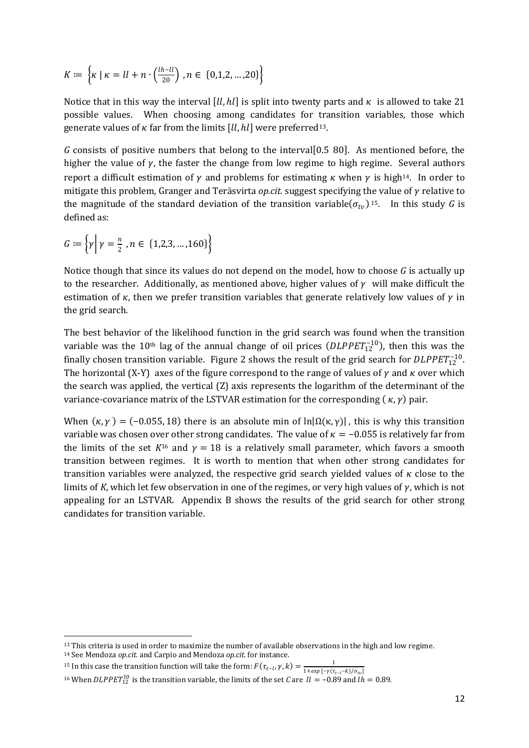$$K := \left\{ \kappa \mid \kappa = ll + n \cdot \left( \frac{lh - ll}{20} \right), n \in \{0,1,2, \dots, 20\} \right\}$$

Notice that in this way the interval $[ll, hl]$ is split into twenty parts and $\kappa$ is allowed to take 21 possible values. When choosing among candidates for transition variables, those which generate values of $\kappa$ far from the limits $[ll, hl]$ were preferred[13].

$G$ consists of positive numbers that belong to the interval $[0.5\ 80]$. As mentioned before, the higher the value of $\gamma$, the faster the change from low regime to high regime. Several authors report a difficult estimation of $\gamma$ and problems for estimating $\kappa$ when $\gamma$ is high[14]. In order to mitigate this problem, Granger and Teräsvirta *op.cit.* suggest specifying the value of $\gamma$ relative to the magnitude of the standard deviation of the transition variable$(\sigma_{tv})$.[15]. In this study $G$ is defined as:

$$G := \left\{ \gamma \middle| \gamma = \frac{n}{2}, n \in \{1,2,3, \dots, 160\} \right\}$$

Notice though that since its values do not depend on the model, how to choose $G$ is actually up to the researcher. Additionally, as mentioned above, higher values of $\gamma$ will make difficult the estimation of $\kappa$, then we prefer transition variables that generate relatively low values of $\gamma$ in the grid search.

The best behavior of the likelihood function in the grid search was found when the transition variable was the 10th lag of the annual change of oil prices ($DLPPET_{12}^{-10}$), then this was the finally chosen transition variable. Figure 2 shows the result of the grid search for $DLPPET_{12}^{-10}$. The horizontal (X-Y) axes of the figure correspond to the range of values of $\gamma$ and $\kappa$ over which the search was applied, the vertical (Z) axis represents the logarithm of the determinant of the variance-covariance matrix of the LSTVAR estimation for the corresponding $(\kappa, \gamma)$ pair.

When $(\kappa, \gamma) = (-0.055, 18)$ there is an absolute min of $\ln|\Omega(\kappa, \gamma)|$, this is why this transition variable was chosen over other strong candidates. The value of $\kappa = -0.055$ is relatively far from the limits of the set $K$[16] and $\gamma = 18$ is a relatively small parameter, which favors a smooth transition between regimes. It is worth to mention that when other strong candidates for transition variables were analyzed, the respective grid search yielded values of $\kappa$ close to the limits of $K$, which let few observation in one of the regimes, or very high values of $\gamma$, which is not appealing for an LSTVAR. Appendix B shows the results of the grid search for other strong candidates for transition variable.

---

[13] This criteria is used in order to maximize the number of available observations in the high and low regime.

[14] See Mendoza *op.cit.* and Carpio and Mendoza *op.cit.* for instance.

[15] In this case the transition function will take the form: $F(\tau_{t-l}, \gamma, k) = \frac{1}{1+exp\,[-\gamma(\tau_{t-l}-k)/\sigma_{tv}]}$

[16] When $DLPPET_{12}^{10}$ is the transition variable, the limits of the set $C$ are $ll = -0.89$ and $lh = 0.89$.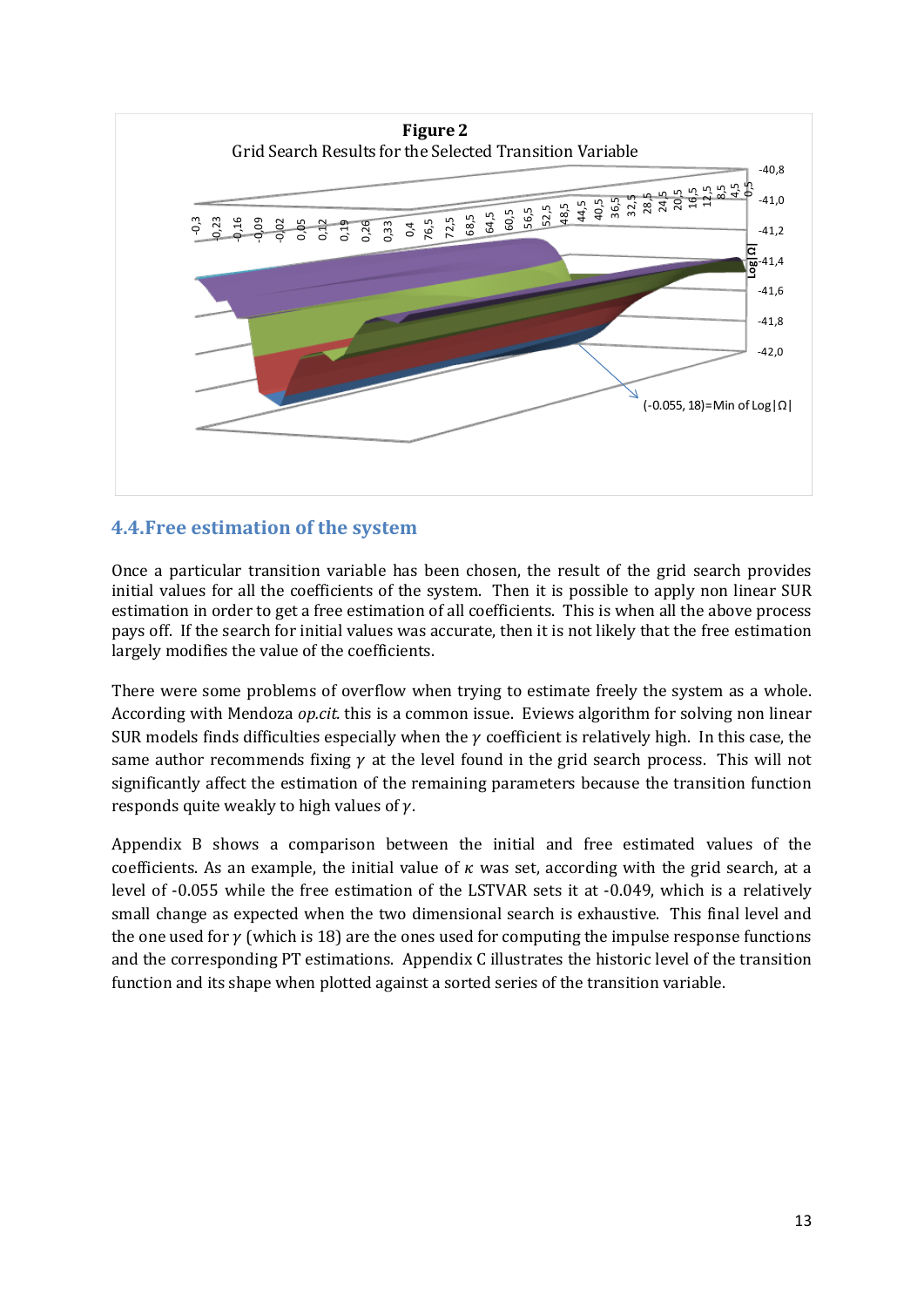**Figure 2**

Grid Search Results for the Selected Transition Variable

(-0.055, 18)=Min of Log|Ω|

## 4.4.Free estimation of the system

Once a particular transition variable has been chosen, the result of the grid search provides initial values for all the coefficients of the system. Then it is possible to apply non linear SUR estimation in order to get a free estimation of all coefficients. This is when all the above process pays off. If the search for initial values was accurate, then it is not likely that the free estimation largely modifies the value of the coefficients.

There were some problems of overflow when trying to estimate freely the system as a whole. According with Mendoza *op.cit.* this is a common issue. Eviews algorithm for solving non linear SUR models finds difficulties especially when the $\gamma$ coefficient is relatively high. In this case, the same author recommends fixing $\gamma$ at the level found in the grid search process. This will not significantly affect the estimation of the remaining parameters because the transition function responds quite weakly to high values of $\gamma$.

Appendix B shows a comparison between the initial and free estimated values of the coefficients. As an example, the initial value of $\kappa$ was set, according with the grid search, at a level of -0.055 while the free estimation of the LSTVAR sets it at -0.049, which is a relatively small change as expected when the two dimensional search is exhaustive. This final level and the one used for $\gamma$ (which is 18) are the ones used for computing the impulse response functions and the corresponding PT estimations. Appendix C illustrates the historic level of the transition function and its shape when plotted against a sorted series of the transition variable.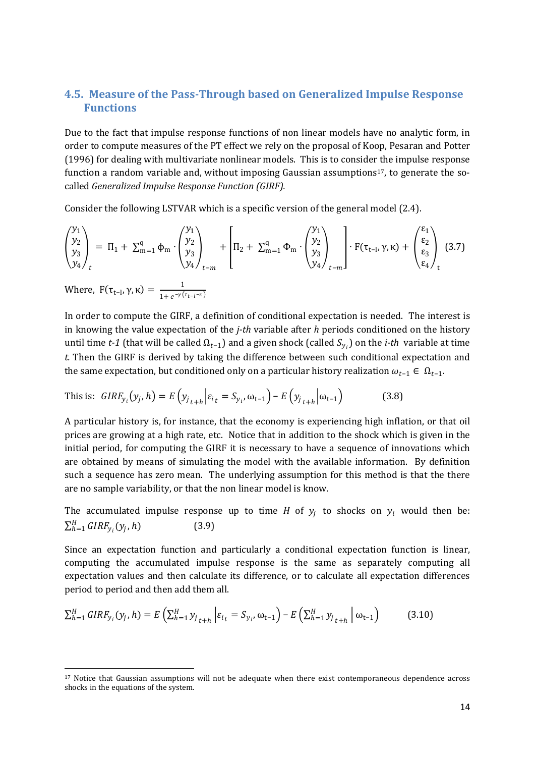## 4.5. Measure of the Pass-Through based on Generalized Impulse Response Functions

Due to the fact that impulse response functions of non linear models have no analytic form, in order to compute measures of the PT effect we rely on the proposal of Koop, Pesaran and Potter (1996) for dealing with multivariate nonlinear models. This is to consider the impulse response function a random variable and, without imposing Gaussian assumptions[17], to generate the so-called *Generalized Impulse Response Function (GIRF).*

Consider the following LSTVAR which is a specific version of the general model (2.4).

$$\begin{pmatrix} y_1 \\ y_2 \\ y_3 \\ y_4 \end{pmatrix}_t = \Pi_1 + \sum_{m=1}^{q} \phi_m \cdot \begin{pmatrix} y_1 \\ y_2 \\ y_3 \\ y_4 \end{pmatrix}_{t-m} + \left[ \Pi_2 + \sum_{m=1}^{q} \Phi_m \cdot \begin{pmatrix} y_1 \\ y_2 \\ y_3 \\ y_4 \end{pmatrix}_{t-m} \right] \cdot F(\tau_{t-l}, \gamma, \kappa) + \begin{pmatrix} \varepsilon_1 \\ \varepsilon_2 \\ \varepsilon_3 \\ \varepsilon_4 \end{pmatrix}_t \quad (3.7)$$

Where, $F(\tau_{t-l}, \gamma, \kappa) = \frac{1}{1+e^{-\gamma(\tau_{t-l}-\kappa)}}$

In order to compute the GIRF, a definition of conditional expectation is needed. The interest is in knowing the value expectation of the *j-th* variable after *h* periods conditioned on the history until time *t-1* (that will be called $\Omega_{t-1}$) and a given shock (called $S_{y_i}$) on the *i-th* variable at time *t*. Then the GIRF is derived by taking the difference between such conditional expectation and the same expectation, but conditioned only on a particular history realization $\omega_{t-1} \in \Omega_{t-1}$.

This is: $GIRF_{y_i}(y_j, h) = E\left(y_{j_{t+h}} \middle| \varepsilon_{i_t} = S_{y_i}, \omega_{t-1}\right) - E\left(y_{j_{t+h}} \middle| \omega_{t-1}\right)$ (3.8)

A particular history is, for instance, that the economy is experiencing high inflation, or that oil prices are growing at a high rate, etc. Notice that in addition to the shock which is given in the initial period, for computing the GIRF it is necessary to have a sequence of innovations which are obtained by means of simulating the model with the available information. By definition such a sequence has zero mean. The underlying assumption for this method is that the there are no sample variability, or that the non linear model is know.

The accumulated impulse response up to time $H$ of $y_j$ to shocks on $y_i$ would then be: $\sum_{h=1}^{H} GIRF_{y_i}(y_j, h)$ (3.9)

Since an expectation function and particularly a conditional expectation function is linear, computing the accumulated impulse response is the same as separately computing all expectation values and then calculate its difference, or to calculate all expectation differences period to period and then add them all.

$$\sum_{h=1}^{H} GIRF_{y_i}(y_j, h) = E\left(\sum_{h=1}^{H} y_{j_{t+h}} \middle| \varepsilon_{i_t} = S_{y_i}, \omega_{t-1}\right) - E\left(\sum_{h=1}^{H} y_{j_{t+h}} \middle| \omega_{t-1}\right) \quad (3.10)$$

---

[17] Notice that Gaussian assumptions will not be adequate when there exist contemporaneous dependence across shocks in the equations of the system.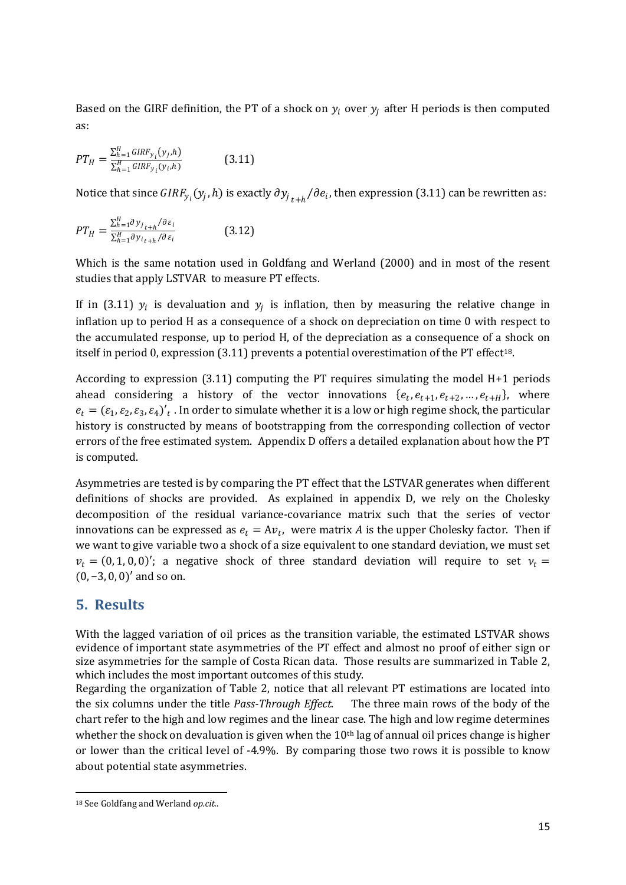Based on the GIRF definition, the PT of a shock on $y_i$ over $y_j$ after H periods is then computed as:

$$PT_H = \frac{\sum_{h=1}^{H} GIRF_{y_i}(y_j,h)}{\sum_{h=1}^{H} GIRF_{y_i}(y_i,h)} \qquad (3.11)$$

Notice that since $GIRF_{y_i}(y_j,h)$ is exactly $\partial y_{j_{t+h}}/\partial e_i$, then expression (3.11) can be rewritten as:

$$PT_H = \frac{\sum_{h=1}^{H} \partial y_{j_{t+h}}/\partial \varepsilon_i}{\sum_{h=1}^{H} \partial y_{i_{t+h}}/\partial \varepsilon_i} \qquad (3.12)$$

Which is the same notation used in Goldfang and Werland (2000) and in most of the resent studies that apply LSTVAR to measure PT effects.

If in (3.11) $y_i$ is devaluation and $y_j$ is inflation, then by measuring the relative change in inflation up to period H as a consequence of a shock on depreciation on time 0 with respect to the accumulated response, up to period H, of the depreciation as a consequence of a shock on itself in period 0, expression (3.11) prevents a potential overestimation of the PT effect[18].

According to expression (3.11) computing the PT requires simulating the model H+1 periods ahead considering a history of the vector innovations $\{e_t, e_{t+1}, e_{t+2}, \dots, e_{t+H}\}$, where $e_t = (\varepsilon_1, \varepsilon_2, \varepsilon_3, \varepsilon_4)'_t$. In order to simulate whether it is a low or high regime shock, the particular history is constructed by means of bootstrapping from the corresponding collection of vector errors of the free estimated system. Appendix D offers a detailed explanation about how the PT is computed.

Asymmetries are tested is by comparing the PT effect that the LSTVAR generates when different definitions of shocks are provided. As explained in appendix D, we rely on the Cholesky decomposition of the residual variance-covariance matrix such that the series of vector innovations can be expressed as $e_t = Av_t$, were matrix $A$ is the upper Cholesky factor. Then if we want to give variable two a shock of a size equivalent to one standard deviation, we must set $v_t = (0,1,0,0)'$; a negative shock of three standard deviation will require to set $v_t = (0,-3,0,0)'$ and so on.

## 5. Results

With the lagged variation of oil prices as the transition variable, the estimated LSTVAR shows evidence of important state asymmetries of the PT effect and almost no proof of either sign or size asymmetries for the sample of Costa Rican data. Those results are summarized in Table 2, which includes the most important outcomes of this study.

Regarding the organization of Table 2, notice that all relevant PT estimations are located into the six columns under the title *Pass-Through Effect*. The three main rows of the body of the chart refer to the high and low regimes and the linear case. The high and low regime determines whether the shock on devaluation is given when the 10th lag of annual oil prices change is higher or lower than the critical level of -4.9%. By comparing those two rows it is possible to know about potential state asymmetries.

[18] See Goldfang and Werland *op.cit.*.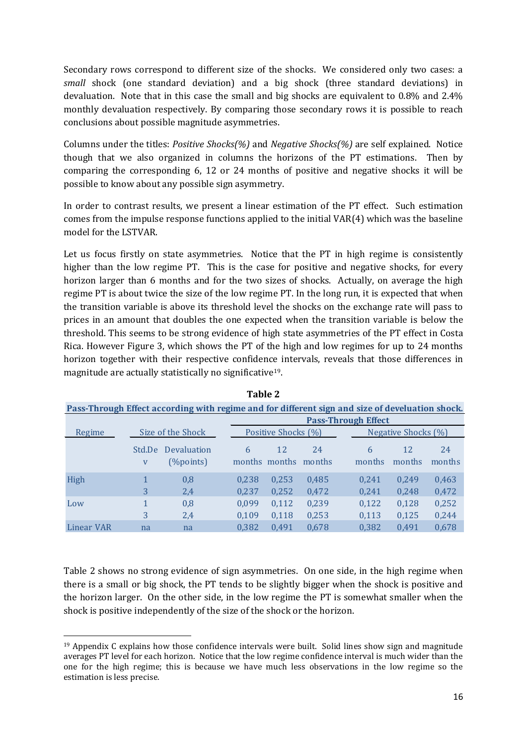Secondary rows correspond to different size of the shocks. We considered only two cases: a *small* shock (one standard deviation) and a big shock (three standard deviations) in devaluation. Note that in this case the small and big shocks are equivalent to 0.8% and 2.4% monthly devaluation respectively. By comparing those secondary rows it is possible to reach conclusions about possible magnitude asymmetries.

Columns under the titles: *Positive Shocks(%)* and *Negative Shocks(%)* are self explained. Notice though that we also organized in columns the horizons of the PT estimations. Then by comparing the corresponding 6, 12 or 24 months of positive and negative shocks it will be possible to know about any possible sign asymmetry.

In order to contrast results, we present a linear estimation of the PT effect. Such estimation comes from the impulse response functions applied to the initial VAR(4) which was the baseline model for the LSTVAR.

Let us focus firstly on state asymmetries. Notice that the PT in high regime is consistently higher than the low regime PT. This is the case for positive and negative shocks, for every horizon larger than 6 months and for the two sizes of shocks. Actually, on average the high regime PT is about twice the size of the low regime PT. In the long run, it is expected that when the transition variable is above its threshold level the shocks on the exchange rate will pass to prices in an amount that doubles the one expected when the transition variable is below the threshold. This seems to be strong evidence of high state asymmetries of the PT effect in Costa Rica. However Figure 3, which shows the PT of the high and low regimes for up to 24 months horizon together with their respective confidence intervals, reveals that those differences in magnitude are actually statistically no significative[19].

**Table 2**

**Pass-Through Effect according with regime and for different sign and size of develuation shock.**

| Regime | Size of the Shock | | Pass-Through Effect | | | | | |
|---|---|---|---|---|---|---|---|---|
| | | | Positive Shocks (%) | | | Negative Shocks (%) | | |
| | Std.Dev | Devaluation (%points) | 6 months | 12 months | 24 months | 6 months | 12 months | 24 months |
| High | 1 | 0,8 | 0,238 | 0,253 | 0,485 | 0,241 | 0,249 | 0,463 |
| | 3 | 2,4 | 0,237 | 0,252 | 0,472 | 0,241 | 0,248 | 0,472 |
| Low | 1 | 0,8 | 0,099 | 0,112 | 0,239 | 0,122 | 0,128 | 0,252 |
| | 3 | 2,4 | 0,109 | 0,118 | 0,253 | 0,113 | 0,125 | 0,244 |
| Linear VAR | na | na | 0,382 | 0,491 | 0,678 | 0,382 | 0,491 | 0,678 |

Table 2 shows no strong evidence of sign asymmetries. On one side, in the high regime when there is a small or big shock, the PT tends to be slightly bigger when the shock is positive and the horizon larger. On the other side, in the low regime the PT is somewhat smaller when the shock is positive independently of the size of the shock or the horizon.

[19] Appendix C explains how those confidence intervals were built. Solid lines show sign and magnitude averages PT level for each horizon. Notice that the low regime confidence interval is much wider than the one for the high regime; this is because we have much less observations in the low regime so the estimation is less precise.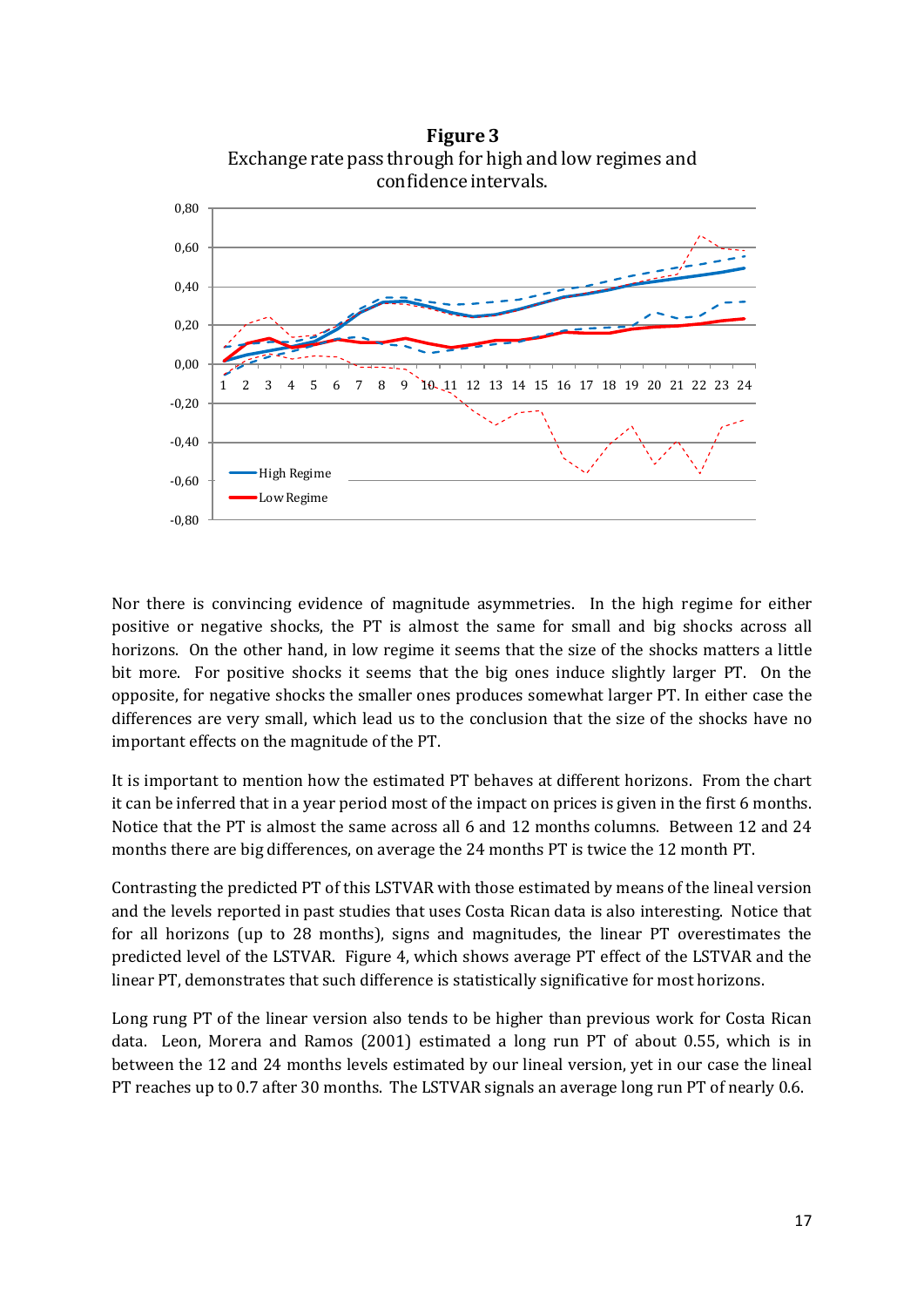**Figure 3**
Exchange rate pass through for high and low regimes and confidence intervals.

Nor there is convincing evidence of magnitude asymmetries. In the high regime for either positive or negative shocks, the PT is almost the same for small and big shocks across all horizons. On the other hand, in low regime it seems that the size of the shocks matters a little bit more. For positive shocks it seems that the big ones induce slightly larger PT. On the opposite, for negative shocks the smaller ones produces somewhat larger PT. In either case the differences are very small, which lead us to the conclusion that the size of the shocks have no important effects on the magnitude of the PT.

It is important to mention how the estimated PT behaves at different horizons. From the chart it can be inferred that in a year period most of the impact on prices is given in the first 6 months. Notice that the PT is almost the same across all 6 and 12 months columns. Between 12 and 24 months there are big differences, on average the 24 months PT is twice the 12 month PT.

Contrasting the predicted PT of this LSTVAR with those estimated by means of the lineal version and the levels reported in past studies that uses Costa Rican data is also interesting. Notice that for all horizons (up to 28 months), signs and magnitudes, the linear PT overestimates the predicted level of the LSTVAR. Figure 4, which shows average PT effect of the LSTVAR and the linear PT, demonstrates that such difference is statistically significative for most horizons.

Long rung PT of the linear version also tends to be higher than previous work for Costa Rican data. Leon, Morera and Ramos (2001) estimated a long run PT of about 0.55, which is in between the 12 and 24 months levels estimated by our lineal version, yet in our case the lineal PT reaches up to 0.7 after 30 months. The LSTVAR signals an average long run PT of nearly 0.6.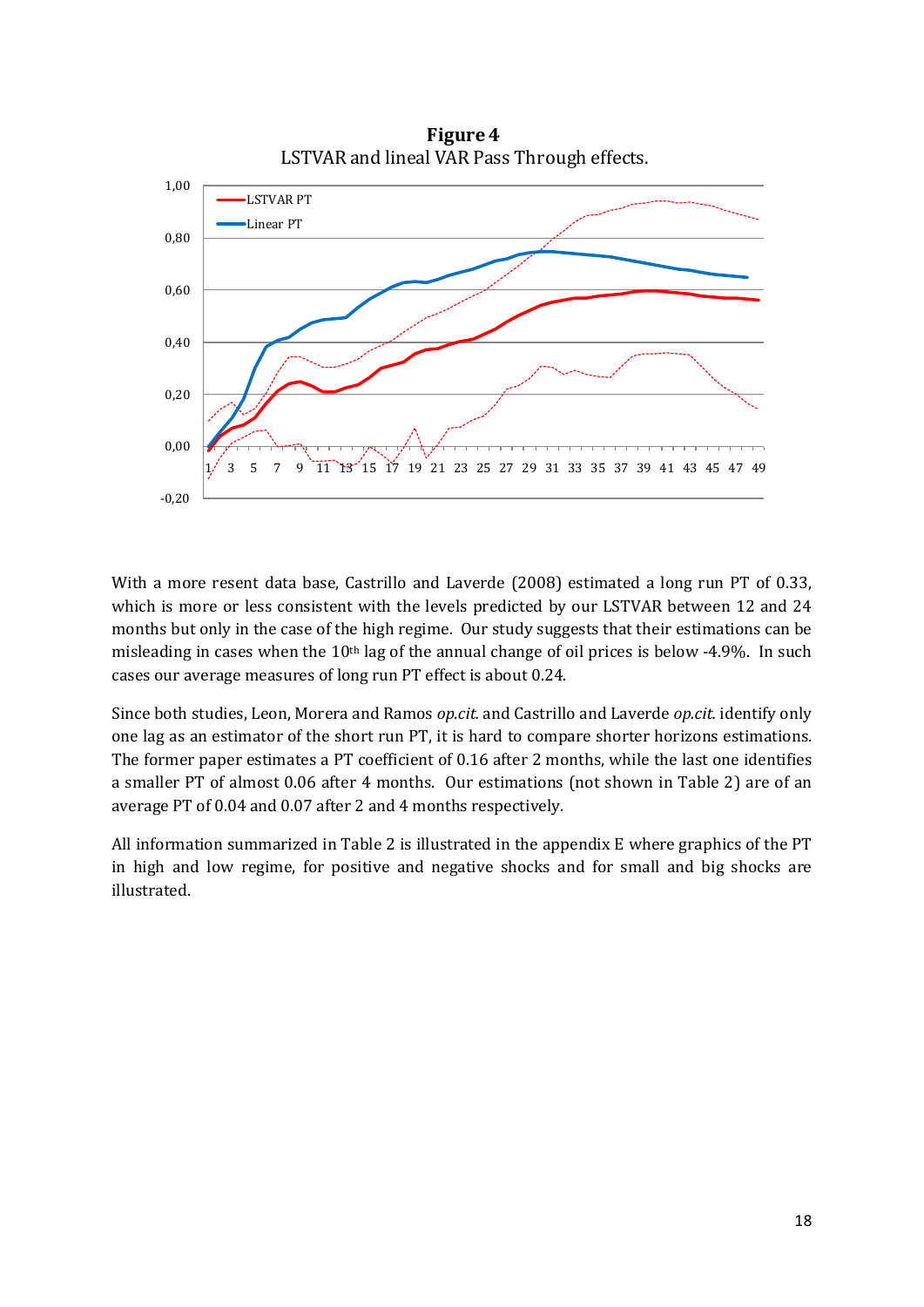**Figure 4**
LSTVAR and lineal VAR Pass Through effects.

With a more resent data base, Castrillo and Laverde (2008) estimated a long run PT of 0.33, which is more or less consistent with the levels predicted by our LSTVAR between 12 and 24 months but only in the case of the high regime. Our study suggests that their estimations can be misleading in cases when the 10th lag of the annual change of oil prices is below -4.9%. In such cases our average measures of long run PT effect is about 0.24.

Since both studies, Leon, Morera and Ramos *op.cit.* and Castrillo and Laverde *op.cit.* identify only one lag as an estimator of the short run PT, it is hard to compare shorter horizons estimations. The former paper estimates a PT coefficient of 0.16 after 2 months, while the last one identifies a smaller PT of almost 0.06 after 4 months. Our estimations (not shown in Table 2) are of an average PT of 0.04 and 0.07 after 2 and 4 months respectively.

All information summarized in Table 2 is illustrated in the appendix E where graphics of the PT in high and low regime, for positive and negative shocks and for small and big shocks are illustrated.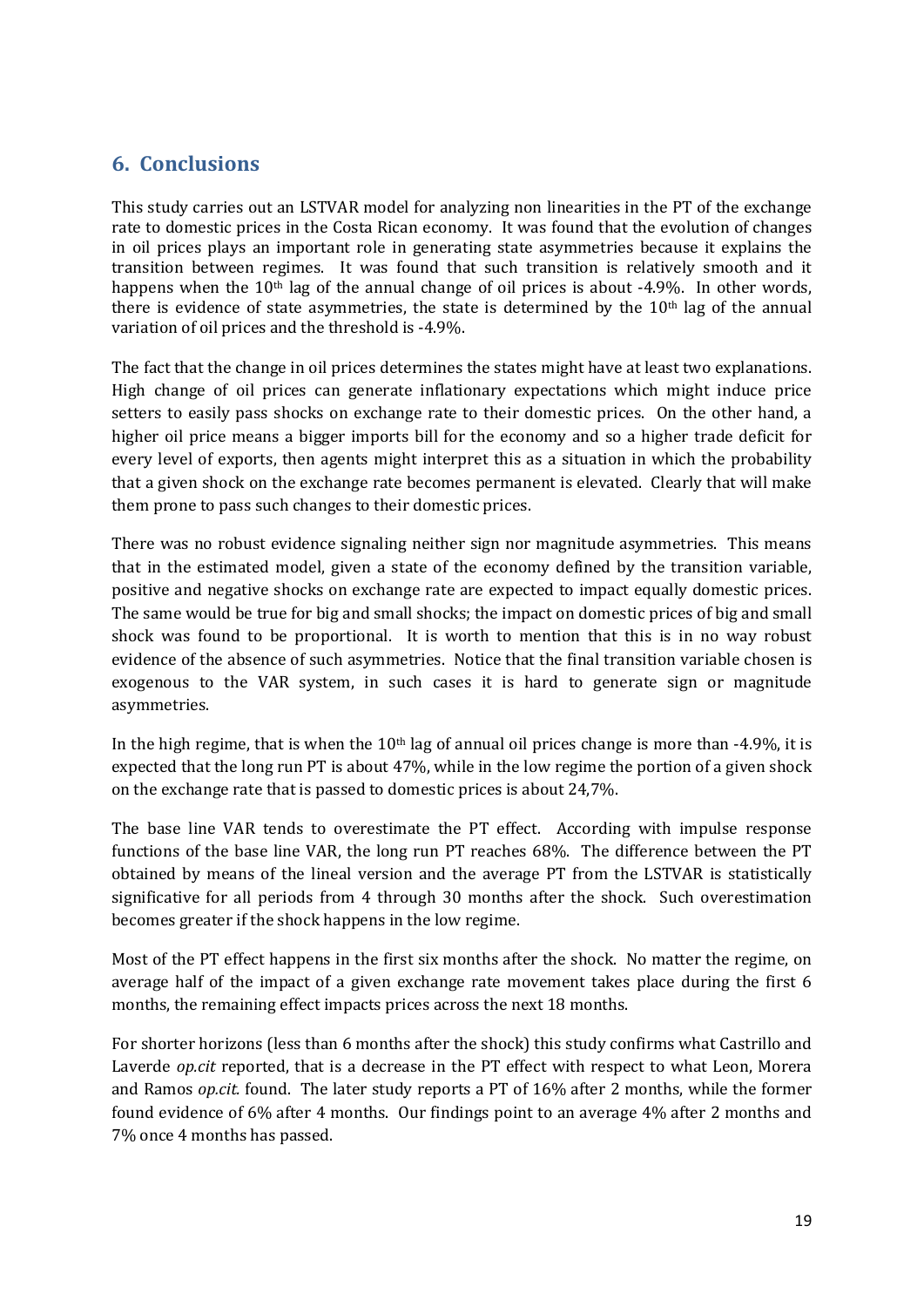## 6. Conclusions

This study carries out an LSTVAR model for analyzing non linearities in the PT of the exchange rate to domestic prices in the Costa Rican economy. It was found that the evolution of changes in oil prices plays an important role in generating state asymmetries because it explains the transition between regimes. It was found that such transition is relatively smooth and it happens when the 10[th] lag of the annual change of oil prices is about -4.9%. In other words, there is evidence of state asymmetries, the state is determined by the 10[th] lag of the annual variation of oil prices and the threshold is -4.9%.

The fact that the change in oil prices determines the states might have at least two explanations. High change of oil prices can generate inflationary expectations which might induce price setters to easily pass shocks on exchange rate to their domestic prices. On the other hand, a higher oil price means a bigger imports bill for the economy and so a higher trade deficit for every level of exports, then agents might interpret this as a situation in which the probability that a given shock on the exchange rate becomes permanent is elevated. Clearly that will make them prone to pass such changes to their domestic prices.

There was no robust evidence signaling neither sign nor magnitude asymmetries. This means that in the estimated model, given a state of the economy defined by the transition variable, positive and negative shocks on exchange rate are expected to impact equally domestic prices. The same would be true for big and small shocks; the impact on domestic prices of big and small shock was found to be proportional. It is worth to mention that this is in no way robust evidence of the absence of such asymmetries. Notice that the final transition variable chosen is exogenous to the VAR system, in such cases it is hard to generate sign or magnitude asymmetries.

In the high regime, that is when the 10[th] lag of annual oil prices change is more than -4.9%, it is expected that the long run PT is about 47%, while in the low regime the portion of a given shock on the exchange rate that is passed to domestic prices is about 24,7%.

The base line VAR tends to overestimate the PT effect. According with impulse response functions of the base line VAR, the long run PT reaches 68%. The difference between the PT obtained by means of the lineal version and the average PT from the LSTVAR is statistically significative for all periods from 4 through 30 months after the shock. Such overestimation becomes greater if the shock happens in the low regime.

Most of the PT effect happens in the first six months after the shock. No matter the regime, on average half of the impact of a given exchange rate movement takes place during the first 6 months, the remaining effect impacts prices across the next 18 months.

For shorter horizons (less than 6 months after the shock) this study confirms what Castrillo and Laverde *op.cit* reported, that is a decrease in the PT effect with respect to what Leon, Morera and Ramos *op.cit.* found. The later study reports a PT of 16% after 2 months, while the former found evidence of 6% after 4 months. Our findings point to an average 4% after 2 months and 7% once 4 months has passed.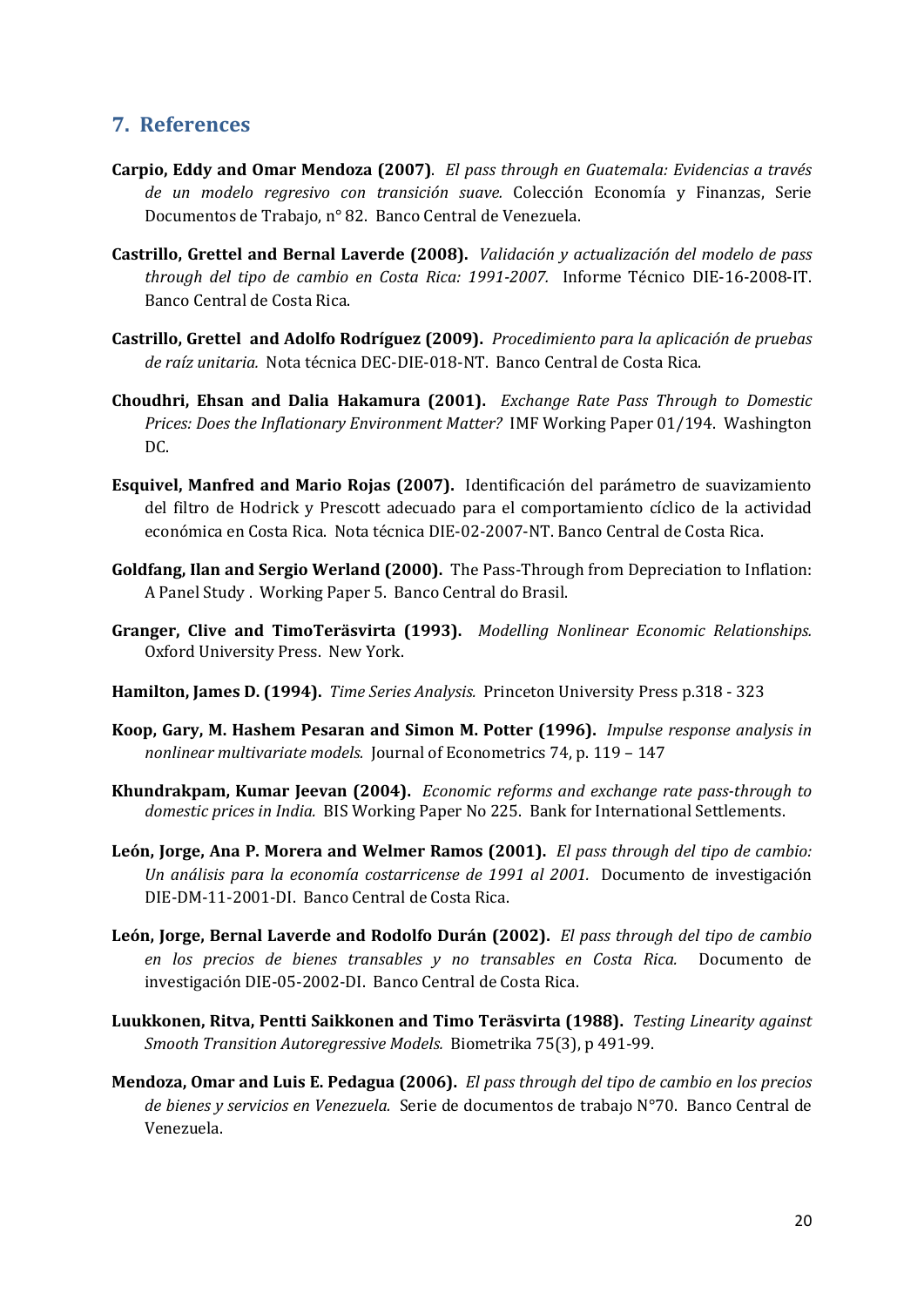## 7. References

**Carpio, Eddy and Omar Mendoza (2007)**. *El pass through en Guatemala: Evidencias a través de un modelo regresivo con transición suave.* Colección Economía y Finanzas, Serie Documentos de Trabajo, n° 82. Banco Central de Venezuela.

**Castrillo, Grettel and Bernal Laverde (2008).** *Validación y actualización del modelo de pass through del tipo de cambio en Costa Rica: 1991-2007.* Informe Técnico DIE-16-2008-IT. Banco Central de Costa Rica.

**Castrillo, Grettel and Adolfo Rodríguez (2009).** *Procedimiento para la aplicación de pruebas de raíz unitaria.* Nota técnica DEC-DIE-018-NT. Banco Central de Costa Rica.

**Choudhri, Ehsan and Dalia Hakamura (2001).** *Exchange Rate Pass Through to Domestic Prices: Does the Inflationary Environment Matter?* IMF Working Paper 01/194. Washington DC.

**Esquivel, Manfred and Mario Rojas (2007).** Identificación del parámetro de suavizamiento del filtro de Hodrick y Prescott adecuado para el comportamiento cíclico de la actividad económica en Costa Rica. Nota técnica DIE-02-2007-NT. Banco Central de Costa Rica.

**Goldfang, Ilan and Sergio Werland (2000).** The Pass-Through from Depreciation to Inflation: A Panel Study . Working Paper 5. Banco Central do Brasil.

**Granger, Clive and TimoTeräsvirta (1993).** *Modelling Nonlinear Economic Relationships.* Oxford University Press. New York.

**Hamilton, James D. (1994).** *Time Series Analysis.* Princeton University Press p.318 - 323

**Koop, Gary, M. Hashem Pesaran and Simon M. Potter (1996).** *Impulse response analysis in nonlinear multivariate models.* Journal of Econometrics 74, p. 119 – 147

**Khundrakpam, Kumar Jeevan (2004).** *Economic reforms and exchange rate pass-through to domestic prices in India.* BIS Working Paper No 225. Bank for International Settlements.

**León, Jorge, Ana P. Morera and Welmer Ramos (2001).** *El pass through del tipo de cambio: Un análisis para la economía costarricense de 1991 al 2001.* Documento de investigación DIE-DM-11-2001-DI. Banco Central de Costa Rica.

**León, Jorge, Bernal Laverde and Rodolfo Durán (2002).** *El pass through del tipo de cambio en los precios de bienes transables y no transables en Costa Rica.* Documento de investigación DIE-05-2002-DI. Banco Central de Costa Rica.

**Luukkonen, Ritva, Pentti Saikkonen and Timo Teräsvirta (1988).** *Testing Linearity against Smooth Transition Autoregressive Models.* Biometrika 75(3), p 491-99.

**Mendoza, Omar and Luis E. Pedagua (2006).** *El pass through del tipo de cambio en los precios de bienes y servicios en Venezuela.* Serie de documentos de trabajo N°70. Banco Central de Venezuela.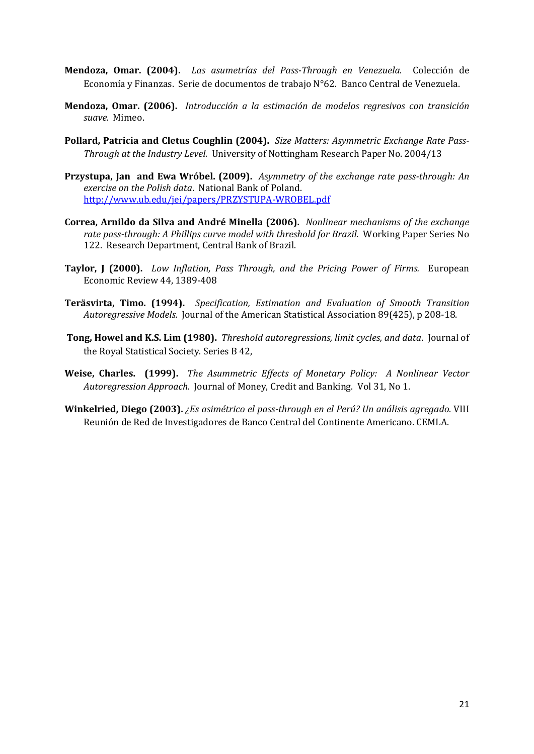**Mendoza, Omar. (2004).** *Las asumetrías del Pass-Through en Venezuela.* Colección de Economía y Finanzas. Serie de documentos de trabajo N°62. Banco Central de Venezuela.

**Mendoza, Omar. (2006).** *Introducción a la estimación de modelos regresivos con transición suave.* Mimeo.

**Pollard, Patricia and Cletus Coughlin (2004).** *Size Matters: Asymmetric Exchange Rate Pass-Through at the Industry Level.* University of Nottingham Research Paper No. 2004/13

**Przystupa, Jan and Ewa Wróbel. (2009).** *Asymmetry of the exchange rate pass-through: An exercise on the Polish data*. National Bank of Poland. http://www.ub.edu/jei/papers/PRZYSTUPA-WROBEL.pdf

**Correa, Arnildo da Silva and André Minella (2006).** *Nonlinear mechanisms of the exchange rate pass-through: A Phillips curve model with threshold for Brazil.* Working Paper Series No 122. Research Department, Central Bank of Brazil.

**Taylor, J (2000).** *Low Inflation, Pass Through, and the Pricing Power of Firms.* European Economic Review 44, 1389-408

**Teräsvirta, Timo. (1994).** *Specification, Estimation and Evaluation of Smooth Transition Autoregressive Models.* Journal of the American Statistical Association 89(425), p 208-18.

**Tong, Howel and K.S. Lim (1980).** *Threshold autoregressions, limit cycles, and data*. Journal of the Royal Statistical Society. Series B 42,

**Weise, Charles. (1999).** *The Asummetric Effects of Monetary Policy: A Nonlinear Vector Autoregression Approach.* Journal of Money, Credit and Banking. Vol 31, No 1.

**Winkelried, Diego (2003).** *¿Es asimétrico el pass-through en el Perú? Un análisis agregado.* VIII Reunión de Red de Investigadores de Banco Central del Continente Americano. CEMLA.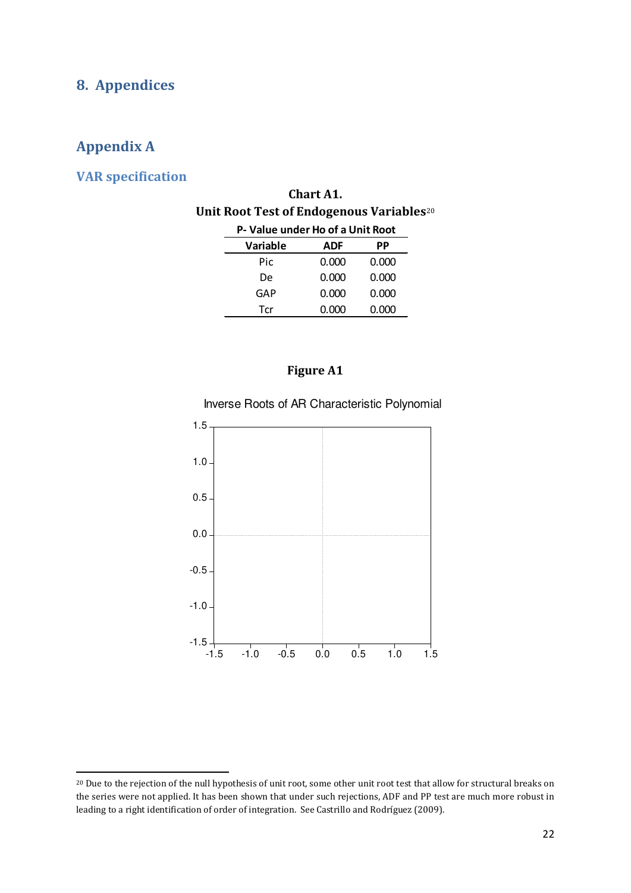# 8. Appendices

## Appendix A

### VAR specification

**Chart A1.**
**Unit Root Test of Endogenous Variables**[20]

| P- Value under Ho of a Unit Root | | |
|---|---|---|
| **Variable** | **ADF** | **PP** |
| Pic | 0.000 | 0.000 |
| De | 0.000 | 0.000 |
| GAP | 0.000 | 0.000 |
| Tcr | 0.000 | 0.000 |

**Figure A1**

Inverse Roots of AR Characteristic Polynomial

[20] Due to the rejection of the null hypothesis of unit root, some other unit root test that allow for structural breaks on the series were not applied. It has been shown that under such rejections, ADF and PP test are much more robust in leading to a right identification of order of integration. See Castrillo and Rodríguez (2009).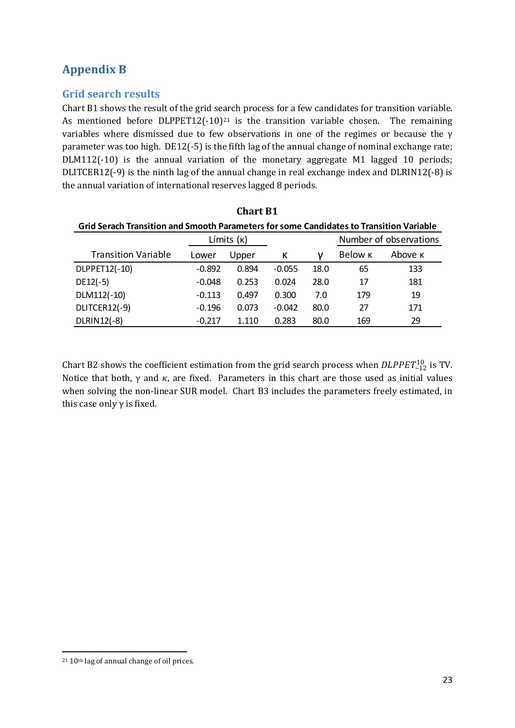# Appendix B

## Grid search results

Chart B1 shows the result of the grid search process for a few candidates for transition variable. As mentioned before DLPPET12(-10)[21] is the transition variable chosen. The remaining variables where dismissed due to few observations in one of the regimes or because the γ parameter was too high. DE12(-5) is the fifth lag of the annual change of nominal exchange rate; DLM112(-10) is the annual variation of the monetary aggregate M1 lagged 10 periods; DLITCER12(-9) is the ninth lag of the annual change in real exchange index and DLRIN12(-8) is the annual variation of international reserves lagged 8 periods.

**Chart B1**

**Grid Serach Transition and Smooth Parameters for some Candidates to Transition Variable**

| Transition Variable | Límits (κ) | | κ | γ | Number of observations | |
|---|---|---|---|---|---|---|
| | Lower | Upper | | | Below κ | Above κ |
| DLPPET12(-10) | -0.892 | 0.894 | -0.055 | 18.0 | 65 | 133 |
| DE12(-5) | -0.048 | 0.253 | 0.024 | 28.0 | 17 | 181 |
| DLM112(-10) | -0.113 | 0.497 | 0.300 | 7.0 | 179 | 19 |
| DLITCER12(-9) | -0.196 | 0.073 | -0.042 | 80.0 | 27 | 171 |
| DLRIN12(-8) | -0.217 | 1.110 | 0.283 | 80.0 | 169 | 29 |

Chart B2 shows the coefficient estimation from the grid search process when $DLPPET_{-12}^{10}$ is TV. Notice that both, γ and $\kappa$, are fixed. Parameters in this chart are those used as initial values when solving the non-linear SUR model. Chart B3 includes the parameters freely estimated, in this case only γ is fixed.

[21] 10th lag of annual change of oil prices.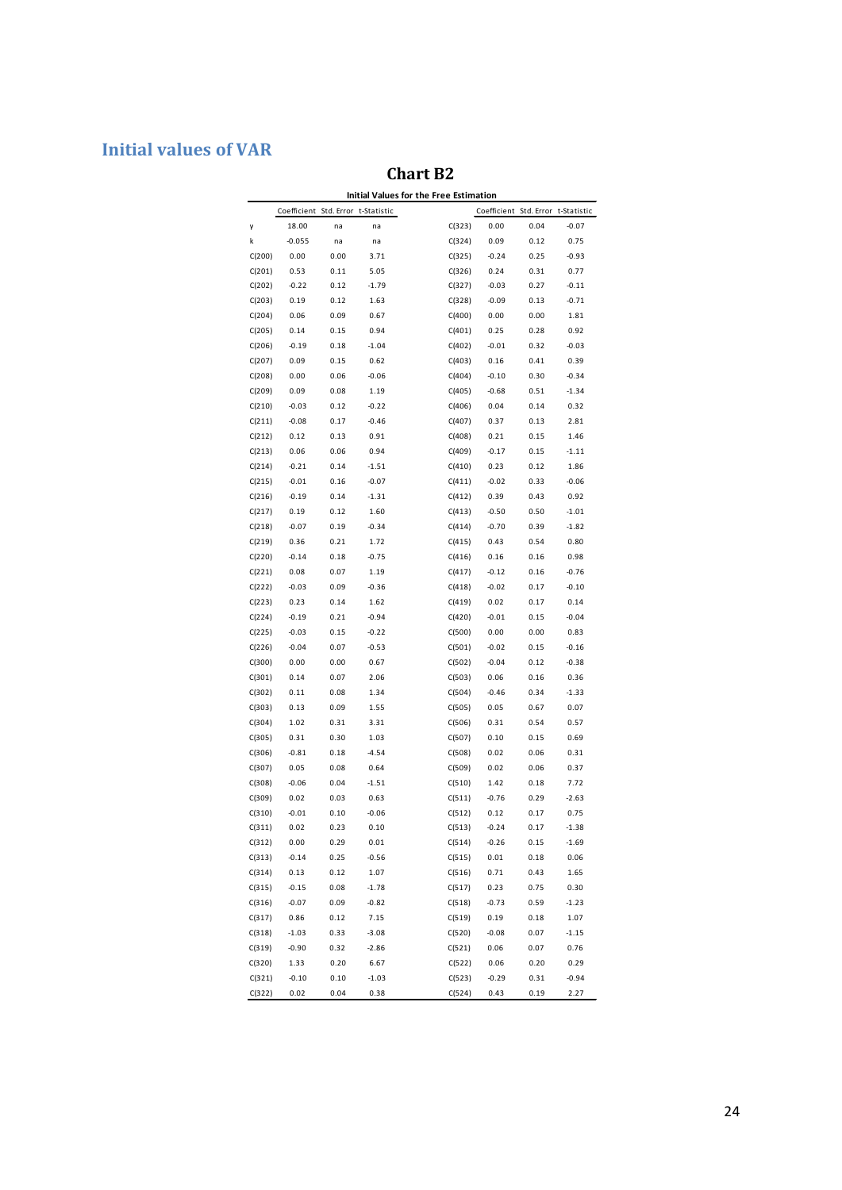## Initial values of VAR

### Chart B2

**Initial Values for the Free Estimation**

| | Coefficient | Std. Error | t-Statistic | | Coefficient | Std. Error | t-Statistic |
|---|---|---|---|---|---|---|---|
| γ | 18.00 | na | na | C(323) | 0.00 | 0.04 | -0.07 |
| k | -0.055 | na | na | C(324) | 0.09 | 0.12 | 0.75 |
| C(200) | 0.00 | 0.00 | 3.71 | C(325) | -0.24 | 0.25 | -0.93 |
| C(201) | 0.53 | 0.11 | 5.05 | C(326) | 0.24 | 0.31 | 0.77 |
| C(202) | -0.22 | 0.12 | -1.79 | C(327) | -0.03 | 0.27 | -0.11 |
| C(203) | 0.19 | 0.12 | 1.63 | C(328) | -0.09 | 0.13 | -0.71 |
| C(204) | 0.06 | 0.09 | 0.67 | C(400) | 0.00 | 0.00 | 1.81 |
| C(205) | 0.14 | 0.15 | 0.94 | C(401) | 0.25 | 0.28 | 0.92 |
| C(206) | -0.19 | 0.18 | -1.04 | C(402) | -0.01 | 0.32 | -0.03 |
| C(207) | 0.09 | 0.15 | 0.62 | C(403) | 0.16 | 0.41 | 0.39 |
| C(208) | 0.00 | 0.06 | -0.06 | C(404) | -0.10 | 0.30 | -0.34 |
| C(209) | 0.09 | 0.08 | 1.19 | C(405) | -0.68 | 0.51 | -1.34 |
| C(210) | -0.03 | 0.12 | -0.22 | C(406) | 0.04 | 0.14 | 0.32 |
| C(211) | -0.08 | 0.17 | -0.46 | C(407) | 0.37 | 0.13 | 2.81 |
| C(212) | 0.12 | 0.13 | 0.91 | C(408) | 0.21 | 0.15 | 1.46 |
| C(213) | 0.06 | 0.06 | 0.94 | C(409) | -0.17 | 0.15 | -1.11 |
| C(214) | -0.21 | 0.14 | -1.51 | C(410) | 0.23 | 0.12 | 1.86 |
| C(215) | -0.01 | 0.16 | -0.07 | C(411) | -0.02 | 0.33 | -0.06 |
| C(216) | -0.19 | 0.14 | -1.31 | C(412) | 0.39 | 0.43 | 0.92 |
| C(217) | 0.19 | 0.12 | 1.60 | C(413) | -0.50 | 0.50 | -1.01 |
| C(218) | -0.07 | 0.19 | -0.34 | C(414) | -0.70 | 0.39 | -1.82 |
| C(219) | 0.36 | 0.21 | 1.72 | C(415) | 0.43 | 0.54 | 0.80 |
| C(220) | -0.14 | 0.18 | -0.75 | C(416) | 0.16 | 0.16 | 0.98 |
| C(221) | 0.08 | 0.07 | 1.19 | C(417) | -0.12 | 0.16 | -0.76 |
| C(222) | -0.03 | 0.09 | -0.36 | C(418) | -0.02 | 0.17 | -0.10 |
| C(223) | 0.23 | 0.14 | 1.62 | C(419) | 0.02 | 0.17 | 0.14 |
| C(224) | -0.19 | 0.21 | -0.94 | C(420) | -0.01 | 0.15 | -0.04 |
| C(225) | -0.03 | 0.15 | -0.22 | C(500) | 0.00 | 0.00 | 0.83 |
| C(226) | -0.04 | 0.07 | -0.53 | C(501) | -0.02 | 0.15 | -0.16 |
| C(300) | 0.00 | 0.00 | 0.67 | C(502) | -0.04 | 0.12 | -0.38 |
| C(301) | 0.14 | 0.07 | 2.06 | C(503) | 0.06 | 0.16 | 0.36 |
| C(302) | 0.11 | 0.08 | 1.34 | C(504) | -0.46 | 0.34 | -1.33 |
| C(303) | 0.13 | 0.09 | 1.55 | C(505) | 0.05 | 0.67 | 0.07 |
| C(304) | 1.02 | 0.31 | 3.31 | C(506) | 0.31 | 0.54 | 0.57 |
| C(305) | 0.31 | 0.30 | 1.03 | C(507) | 0.10 | 0.15 | 0.69 |
| C(306) | -0.81 | 0.18 | -4.54 | C(508) | 0.02 | 0.06 | 0.31 |
| C(307) | 0.05 | 0.08 | 0.64 | C(509) | 0.02 | 0.06 | 0.37 |
| C(308) | -0.06 | 0.04 | -1.51 | C(510) | 1.42 | 0.18 | 7.72 |
| C(309) | 0.02 | 0.03 | 0.63 | C(511) | -0.76 | 0.29 | -2.63 |
| C(310) | -0.01 | 0.10 | -0.06 | C(512) | 0.12 | 0.17 | 0.75 |
| C(311) | 0.02 | 0.23 | 0.10 | C(513) | -0.24 | 0.17 | -1.38 |
| C(312) | 0.00 | 0.29 | 0.01 | C(514) | -0.26 | 0.15 | -1.69 |
| C(313) | -0.14 | 0.25 | -0.56 | C(515) | 0.01 | 0.18 | 0.06 |
| C(314) | 0.13 | 0.12 | 1.07 | C(516) | 0.71 | 0.43 | 1.65 |
| C(315) | -0.15 | 0.08 | -1.78 | C(517) | 0.23 | 0.75 | 0.30 |
| C(316) | -0.07 | 0.09 | -0.82 | C(518) | -0.73 | 0.59 | -1.23 |
| C(317) | 0.86 | 0.12 | 7.15 | C(519) | 0.19 | 0.18 | 1.07 |
| C(318) | -1.03 | 0.33 | -3.08 | C(520) | -0.08 | 0.07 | -1.15 |
| C(319) | -0.90 | 0.32 | -2.86 | C(521) | 0.06 | 0.07 | 0.76 |
| C(320) | 1.33 | 0.20 | 6.67 | C(522) | 0.06 | 0.20 | 0.29 |
| C(321) | -0.10 | 0.10 | -1.03 | C(523) | -0.29 | 0.31 | -0.94 |
| C(322) | 0.02 | 0.04 | 0.38 | C(524) | 0.43 | 0.19 | 2.27 |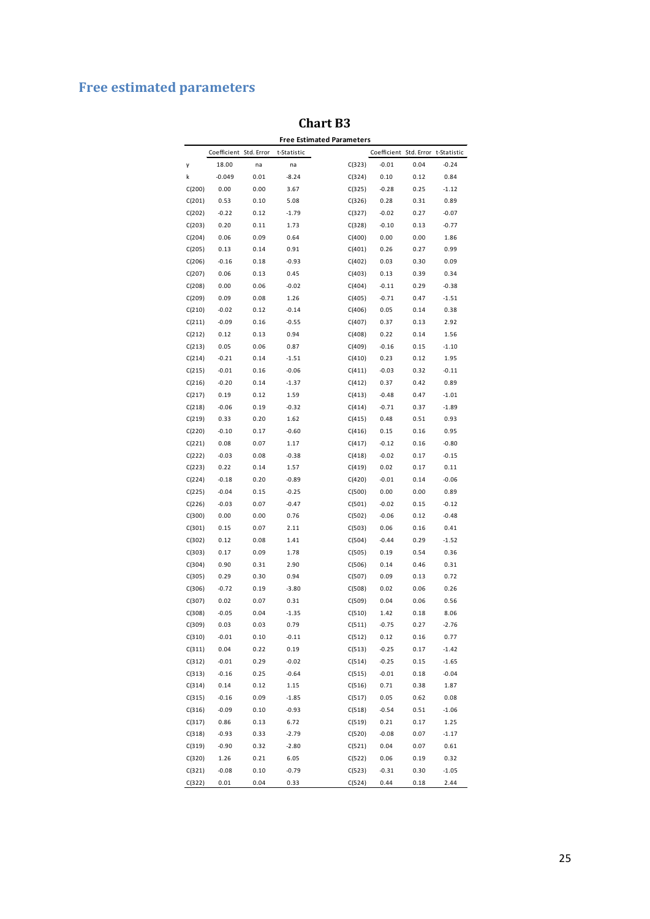# Free estimated parameters

**Chart B3**

**Free Estimated Parameters**

| | Coefficient | Std. Error | t-Statistic | | Coefficient | Std. Error | t-Statistic |
|---|---|---|---|---|---|---|---|
| γ | 18.00 | na | na | C(323) | -0.01 | 0.04 | -0.24 |
| k | -0.049 | 0.01 | -8.24 | C(324) | 0.10 | 0.12 | 0.84 |
| C(200) | 0.00 | 0.00 | 3.67 | C(325) | -0.28 | 0.25 | -1.12 |
| C(201) | 0.53 | 0.10 | 5.08 | C(326) | 0.28 | 0.31 | 0.89 |
| C(202) | -0.22 | 0.12 | -1.79 | C(327) | -0.02 | 0.27 | -0.07 |
| C(203) | 0.20 | 0.11 | 1.73 | C(328) | -0.10 | 0.13 | -0.77 |
| C(204) | 0.06 | 0.09 | 0.64 | C(400) | 0.00 | 0.00 | 1.86 |
| C(205) | 0.13 | 0.14 | 0.91 | C(401) | 0.26 | 0.27 | 0.99 |
| C(206) | -0.16 | 0.18 | -0.93 | C(402) | 0.03 | 0.30 | 0.09 |
| C(207) | 0.06 | 0.13 | 0.45 | C(403) | 0.13 | 0.39 | 0.34 |
| C(208) | 0.00 | 0.06 | -0.02 | C(404) | -0.11 | 0.29 | -0.38 |
| C(209) | 0.09 | 0.08 | 1.26 | C(405) | -0.71 | 0.47 | -1.51 |
| C(210) | -0.02 | 0.12 | -0.14 | C(406) | 0.05 | 0.14 | 0.38 |
| C(211) | -0.09 | 0.16 | -0.55 | C(407) | 0.37 | 0.13 | 2.92 |
| C(212) | 0.12 | 0.13 | 0.94 | C(408) | 0.22 | 0.14 | 1.56 |
| C(213) | 0.05 | 0.06 | 0.87 | C(409) | -0.16 | 0.15 | -1.10 |
| C(214) | -0.21 | 0.14 | -1.51 | C(410) | 0.23 | 0.12 | 1.95 |
| C(215) | -0.01 | 0.16 | -0.06 | C(411) | -0.03 | 0.32 | -0.11 |
| C(216) | -0.20 | 0.14 | -1.37 | C(412) | 0.37 | 0.42 | 0.89 |
| C(217) | 0.19 | 0.12 | 1.59 | C(413) | -0.48 | 0.47 | -1.01 |
| C(218) | -0.06 | 0.19 | -0.32 | C(414) | -0.71 | 0.37 | -1.89 |
| C(219) | 0.33 | 0.20 | 1.62 | C(415) | 0.48 | 0.51 | 0.93 |
| C(220) | -0.10 | 0.17 | -0.60 | C(416) | 0.15 | 0.16 | 0.95 |
| C(221) | 0.08 | 0.07 | 1.17 | C(417) | -0.12 | 0.16 | -0.80 |
| C(222) | -0.03 | 0.08 | -0.38 | C(418) | -0.02 | 0.17 | -0.15 |
| C(223) | 0.22 | 0.14 | 1.57 | C(419) | 0.02 | 0.17 | 0.11 |
| C(224) | -0.18 | 0.20 | -0.89 | C(420) | -0.01 | 0.14 | -0.06 |
| C(225) | -0.04 | 0.15 | -0.25 | C(500) | 0.00 | 0.00 | 0.89 |
| C(226) | -0.03 | 0.07 | -0.47 | C(501) | -0.02 | 0.15 | -0.12 |
| C(300) | 0.00 | 0.00 | 0.76 | C(502) | -0.06 | 0.12 | -0.48 |
| C(301) | 0.15 | 0.07 | 2.11 | C(503) | 0.06 | 0.16 | 0.41 |
| C(302) | 0.12 | 0.08 | 1.41 | C(504) | -0.44 | 0.29 | -1.52 |
| C(303) | 0.17 | 0.09 | 1.78 | C(505) | 0.19 | 0.54 | 0.36 |
| C(304) | 0.90 | 0.31 | 2.90 | C(506) | 0.14 | 0.46 | 0.31 |
| C(305) | 0.29 | 0.30 | 0.94 | C(507) | 0.09 | 0.13 | 0.72 |
| C(306) | -0.72 | 0.19 | -3.80 | C(508) | 0.02 | 0.06 | 0.26 |
| C(307) | 0.02 | 0.07 | 0.31 | C(509) | 0.04 | 0.06 | 0.56 |
| C(308) | -0.05 | 0.04 | -1.35 | C(510) | 1.42 | 0.18 | 8.06 |
| C(309) | 0.03 | 0.03 | 0.79 | C(511) | -0.75 | 0.27 | -2.76 |
| C(310) | -0.01 | 0.10 | -0.11 | C(512) | 0.12 | 0.16 | 0.77 |
| C(311) | 0.04 | 0.22 | 0.19 | C(513) | -0.25 | 0.17 | -1.42 |
| C(312) | -0.01 | 0.29 | -0.02 | C(514) | -0.25 | 0.15 | -1.65 |
| C(313) | -0.16 | 0.25 | -0.64 | C(515) | -0.01 | 0.18 | -0.04 |
| C(314) | 0.14 | 0.12 | 1.15 | C(516) | 0.71 | 0.38 | 1.87 |
| C(315) | -0.16 | 0.09 | -1.85 | C(517) | 0.05 | 0.62 | 0.08 |
| C(316) | -0.09 | 0.10 | -0.93 | C(518) | -0.54 | 0.51 | -1.06 |
| C(317) | 0.86 | 0.13 | 6.72 | C(519) | 0.21 | 0.17 | 1.25 |
| C(318) | -0.93 | 0.33 | -2.79 | C(520) | -0.08 | 0.07 | -1.17 |
| C(319) | -0.90 | 0.32 | -2.80 | C(521) | 0.04 | 0.07 | 0.61 |
| C(320) | 1.26 | 0.21 | 6.05 | C(522) | 0.06 | 0.19 | 0.32 |
| C(321) | -0.08 | 0.10 | -0.79 | C(523) | -0.31 | 0.30 | -1.05 |
| C(322) | 0.01 | 0.04 | 0.33 | C(524) | 0.44 | 0.18 | 2.44 |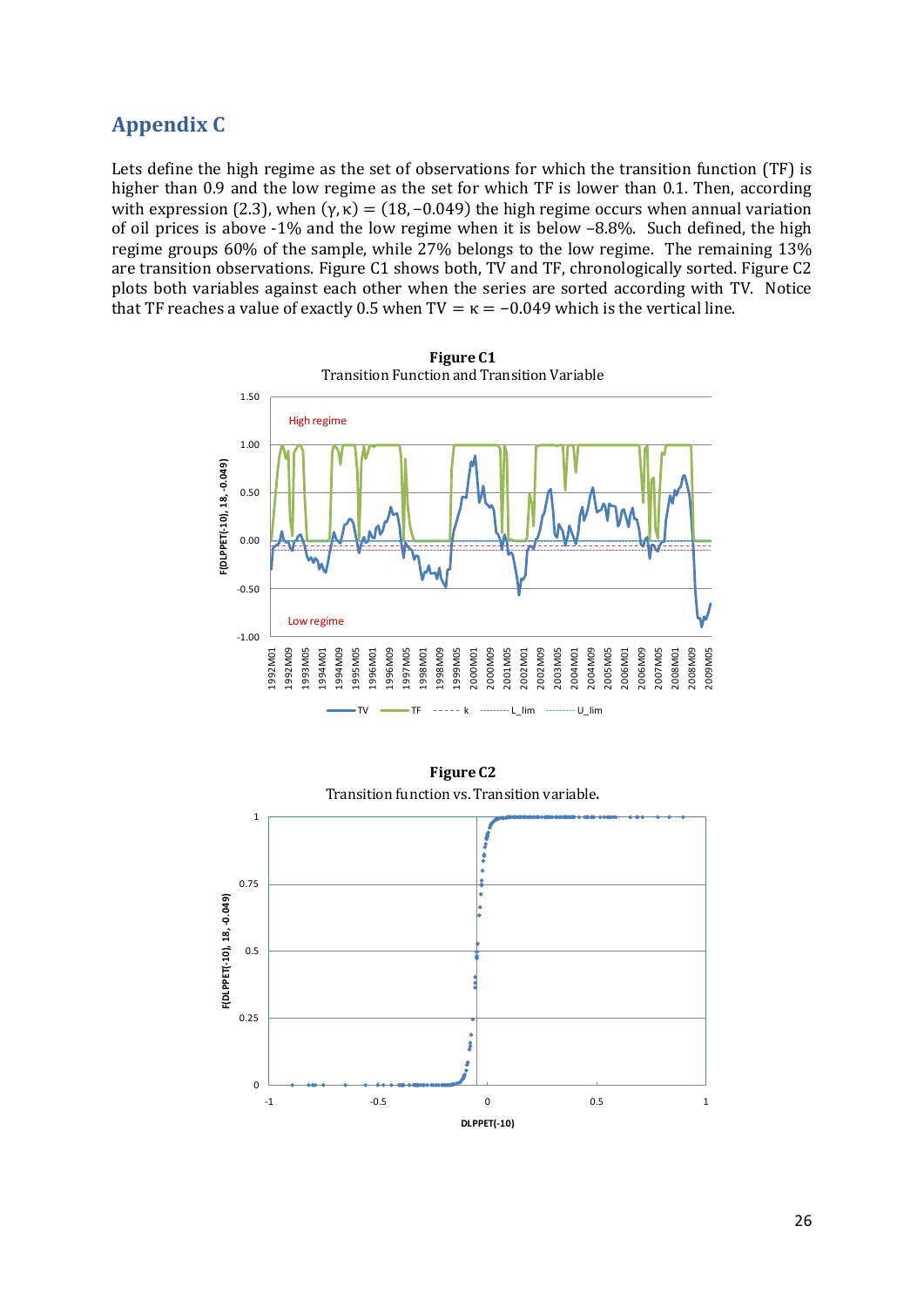## Appendix C

Lets define the high regime as the set of observations for which the transition function (TF) is higher than 0.9 and the low regime as the set for which TF is lower than 0.1. Then, according with expression (2.3), when $(\gamma, \kappa) = (18, -0.049)$ the high regime occurs when annual variation of oil prices is above -1% and the low regime when it is below –8.8%. Such defined, the high regime groups 60% of the sample, while 27% belongs to the low regime. The remaining 13% are transition observations. Figure C1 shows both, TV and TF, chronologically sorted. Figure C2 plots both variables against each other when the series are sorted according with TV. Notice that TF reaches a value of exactly 0.5 when $\text{TV} = \kappa = -0.049$ which is the vertical line.

**Figure C1**

Transition Function and Transition Variable

**Figure C2**

Transition function vs. Transition variable.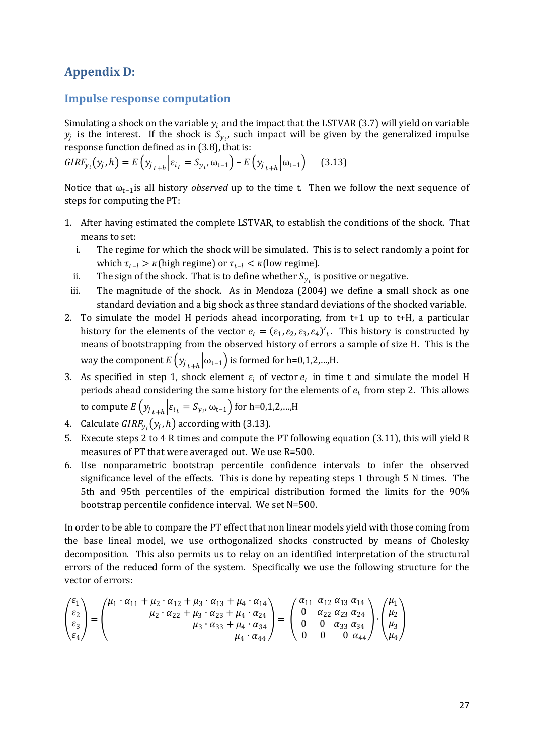## Appendix D:

### Impulse response computation

Simulating a shock on the variable $y_i$ and the impact that the LSTVAR (3.7) will yield on variable $y_j$ is the interest. If the shock is $S_{y_i}$, such impact will be given by the generalized impulse response function defined as in (3.8), that is:

$$GIRF_{y_i}(y_j, h) = E\left(y_{j_{t+h}} \middle| \varepsilon_{i_t} = S_{y_i}, \omega_{t-1}\right) - E\left(y_{j_{t+h}} \middle| \omega_{t-1}\right) \qquad (3.13)$$

Notice that $\omega_{t-1}$ is all history *observed* up to the time t. Then we follow the next sequence of steps for computing the PT:

1. After having estimated the complete LSTVAR, to establish the conditions of the shock. That means to set:
   1. The regime for which the shock will be simulated. This is to select randomly a point for which $\tau_{t-l} > \kappa$ (high regime) or $\tau_{t-l} < \kappa$ (low regime).
   2. The sign of the shock. That is to define whether $S_{y_i}$ is positive or negative.
   3. The magnitude of the shock. As in Mendoza (2004) we define a small shock as one standard deviation and a big shock as three standard deviations of the shocked variable.
2. To simulate the model H periods ahead incorporating, from t+1 up to t+H, a particular history for the elements of the vector $e_t = (\varepsilon_1, \varepsilon_2, \varepsilon_3, \varepsilon_4)'_t$. This history is constructed by means of bootstrapping from the observed history of errors a sample of size H. This is the way the component $E\left(y_{j_{t+h}} \middle| \omega_{t-1}\right)$ is formed for h=0,1,2,…,H.
3. As specified in step 1, shock element $\varepsilon_i$ of vector $e_t$ in time t and simulate the model H periods ahead considering the same history for the elements of $e_t$ from step 2. This allows to compute $E\left(y_{j_{t+h}} \middle| \varepsilon_{i_t} = S_{y_i}, \omega_{t-1}\right)$ for h=0,1,2,…,H
4. Calculate $GIRF_{y_i}(y_j, h)$ according with (3.13).
5. Execute steps 2 to 4 R times and compute the PT following equation (3.11), this will yield R measures of PT that were averaged out. We use R=500.
6. Use nonparametric bootstrap percentile confidence intervals to infer the observed significance level of the effects. This is done by repeating steps 1 through 5 N times. The 5th and 95th percentiles of the empirical distribution formed the limits for the 90% bootstrap percentile confidence interval. We set N=500.

In order to be able to compare the PT effect that non linear models yield with those coming from the base lineal model, we use orthogonalized shocks constructed by means of Cholesky decomposition. This also permits us to relay on an identified interpretation of the structural errors of the reduced form of the system. Specifically we use the following structure for the vector of errors:

$$\begin{pmatrix} \varepsilon_1 \\ \varepsilon_2 \\ \varepsilon_3 \\ \varepsilon_4 \end{pmatrix} = \begin{pmatrix} \mu_1 \cdot \alpha_{11} + \mu_2 \cdot \alpha_{12} + \mu_3 \cdot \alpha_{13} + \mu_4 \cdot \alpha_{14} \\ \mu_2 \cdot \alpha_{22} + \mu_3 \cdot \alpha_{23} + \mu_4 \cdot \alpha_{24} \\ \mu_3 \cdot \alpha_{33} + \mu_4 \cdot \alpha_{34} \\ \mu_4 \cdot \alpha_{44} \end{pmatrix} = \begin{pmatrix} \alpha_{11} & \alpha_{12} & \alpha_{13} & \alpha_{14} \\ 0 & \alpha_{22} & \alpha_{23} & \alpha_{24} \\ 0 & 0 & \alpha_{33} & \alpha_{34} \\ 0 & 0 & 0 & \alpha_{44} \end{pmatrix} \cdot \begin{pmatrix} \mu_1 \\ \mu_2 \\ \mu_3 \\ \mu_4 \end{pmatrix}$$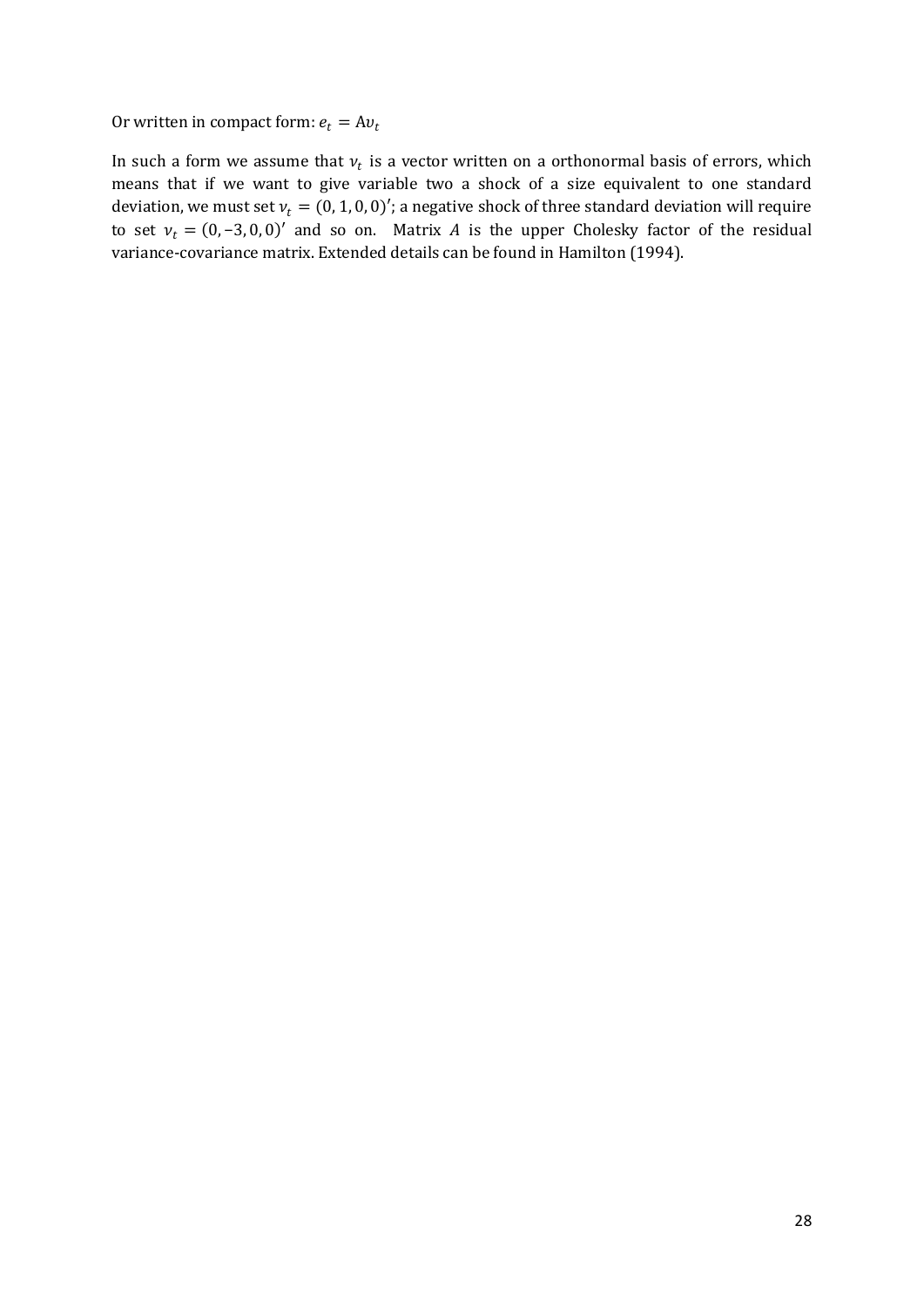Or written in compact form: $e_t = \mathrm{A}v_t$

In such a form we assume that $v_t$ is a vector written on a orthonormal basis of errors, which means that if we want to give variable two a shock of a size equivalent to one standard deviation, we must set $v_t = (0, 1, 0, 0)'$; a negative shock of three standard deviation will require to set $v_t = (0, -3, 0, 0)'$ and so on. Matrix $A$ is the upper Cholesky factor of the residual variance-covariance matrix. Extended details can be found in Hamilton (1994).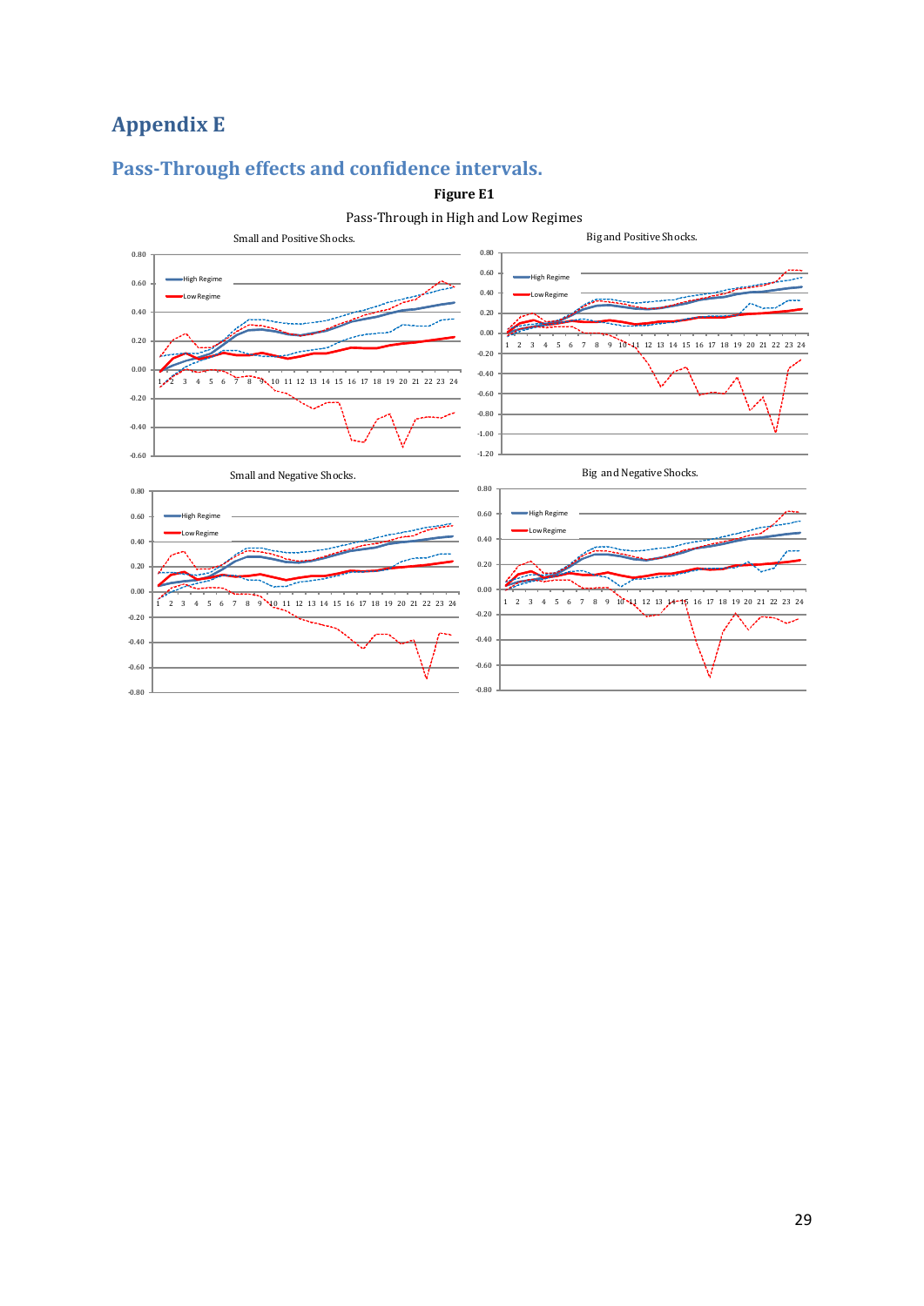# Appendix E

## Pass-Through effects and confidence intervals.

**Figure E1**

Pass-Through in High and Low Regimes

Small and Positive Shocks.

Big and Positive Shocks.

Small and Negative Shocks.

Big and Negative Shocks.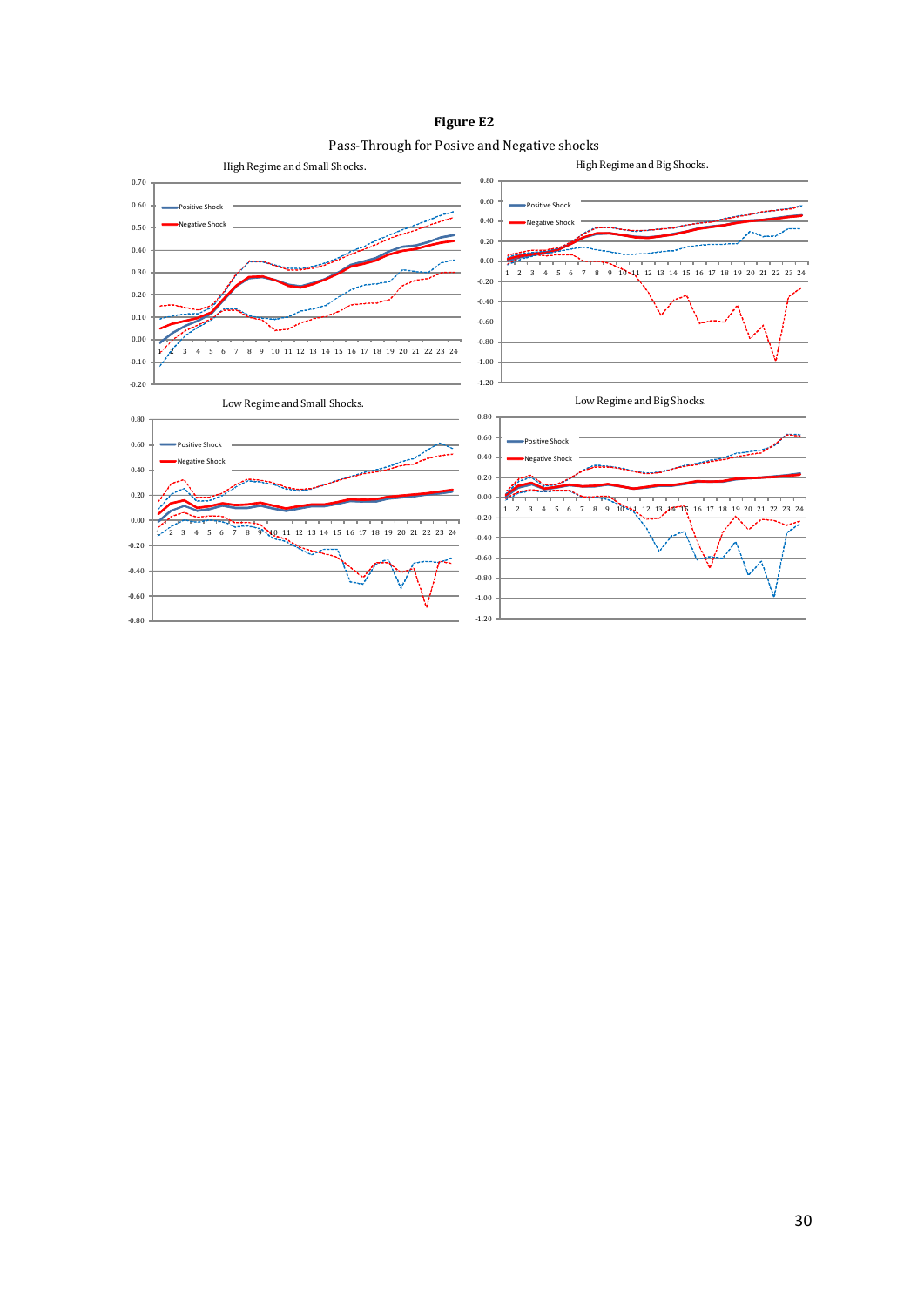**Figure E2**

Pass-Through for Posive and Negative shocks

High Regime and Small Shocks.

High Regime and Big Shocks.

Low Regime and Small Shocks.

Low Regime and Big Shocks.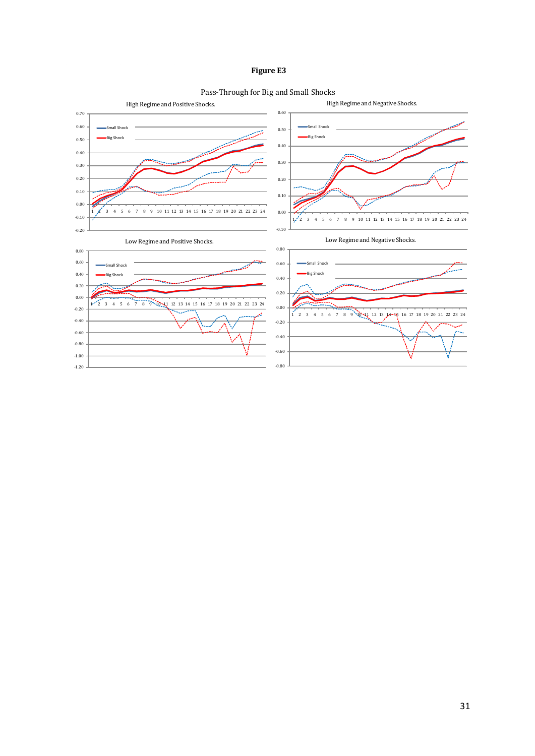**Figure E3**

Pass-Through for Big and Small Shocks

High Regime and Positive Shocks.

Small Shock
Big Shock

0.70 0.60 0.50 0.40 0.30 0.20 0.10 0.00 -0.10 -0.20

1 2 3 4 5 6 7 8 9 10 11 12 13 14 15 16 17 18 19 20 21 22 23 24

High Regime and Negative Shocks.

Small Shock
Big Shock

0.60 0.50 0.40 0.30 0.20 0.10 0.00 -0.10

1 2 3 4 5 6 7 8 9 10 11 12 13 14 15 16 17 18 19 20 21 22 23 24

Low Regime and Positive Shocks.

Small Shock
Big Shock

0.80 0.60 0.40 0.20 0.00 -0.20 -0.40 -0.60 -0.80 -1.00 -1.20

1 2 3 4 5 6 7 8 9 10 11 12 13 14 15 16 17 18 19 20 21 22 23 24

Low Regime and Negative Shocks.

Small Shock
Big Shock

0.80 0.60 0.40 0.20 0.00 -0.20 -0.40 -0.60 -0.80

1 2 3 4 5 6 7 8 9 10 11 12 13 14 15 16 17 18 19 20 21 22 23 24